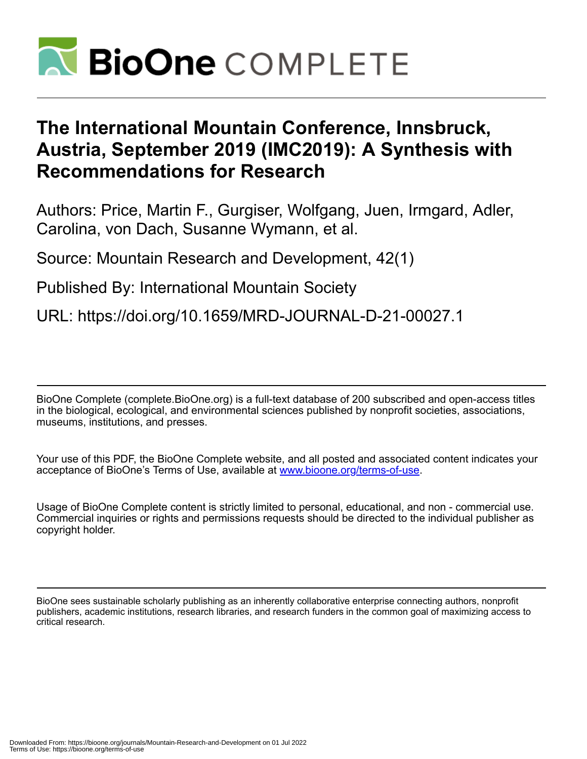# The International Mountain Conference, Innsbruck, Austria, September 2019 (IMC2019): A Synthesis with Recommendations for Research

Authors: Price, Martin F., Gurgiser, Wolfgang, Juen, Irmgard, Adler, Carolina, von Dach, Susanne Wymann, et al.

Source: Mountain Research and Development, 42(1)

Published By: International Mountain Society

URL: https://doi.org/10.1659/MRD-JOURNAL-D-21-00027.1

BioOne Complete (complete.BioOne.org) is a full-text database of 200 subscribed and open-access titles in the biological, ecological, and environmental sciences published by nonprofit societies, associations, museums, institutions, and presses.

Your use of this PDF, the BioOne Complete website, and all posted and associated content indicates your acceptance of BioOne's Terms of Use, available at www.bioone.org/terms-of-use.

Usage of BioOne Complete content is strictly limited to personal, educational, and non - commercial use. Commercial inquiries or rights and permissions requests should be directed to the individual publisher as copyright holder.

BioOne sees sustainable scholarly publishing as an inherently collaborative enterprise connecting authors, nonprofit publishers, academic institutions, research libraries, and research funders in the common goal of maximizing access to critical research.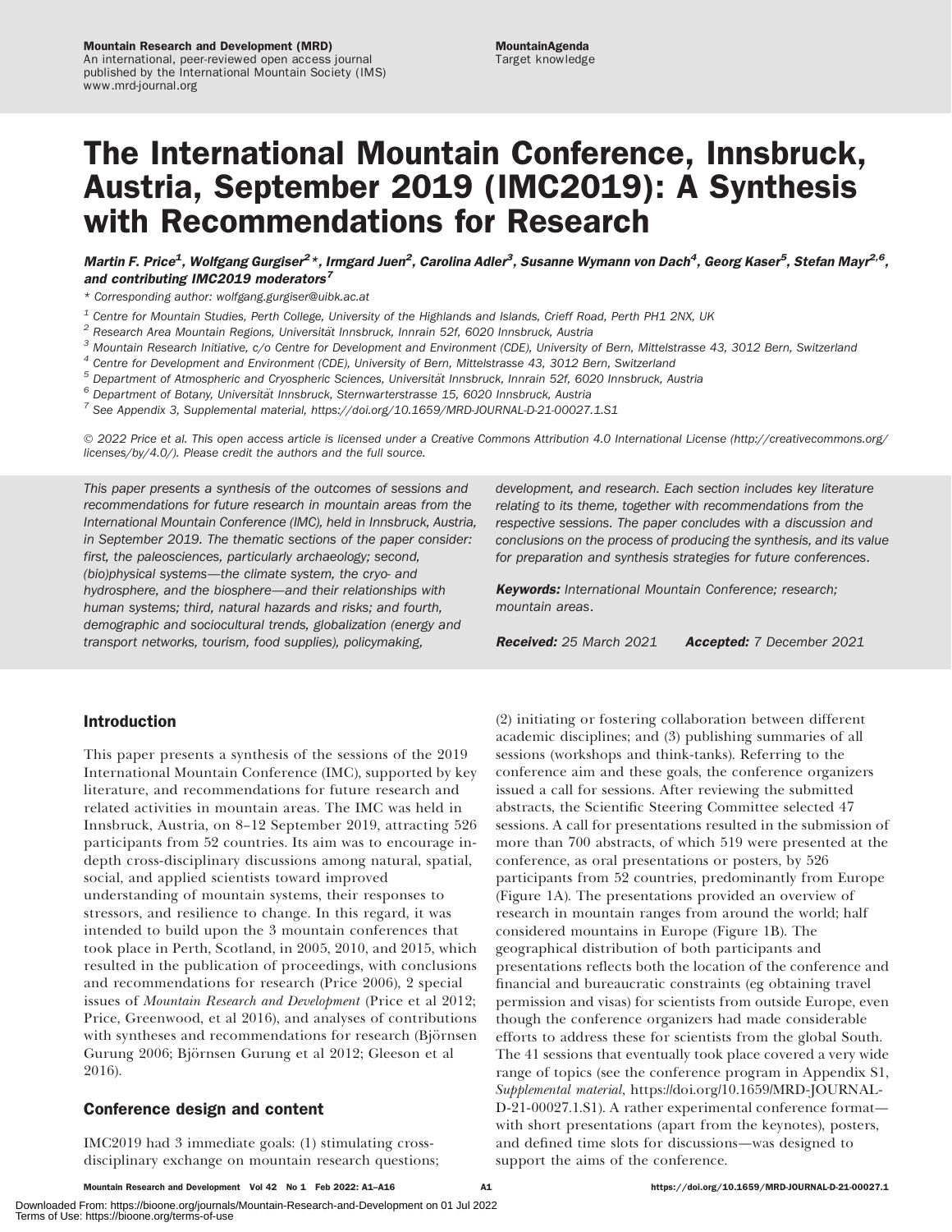# The International Mountain Conference, Innsbruck, Austria, September 2019 (IMC2019): A Synthesis with Recommendations for Research

***Martin F. Price[1], Wolfgang Gurgiser[2]\*, Irmgard Juen[2], Carolina Adler[3], Susanne Wymann von Dach[4], Georg Kaser[5], Stefan Mayr[2,6], and contributing IMC2019 moderators[7]***

*\* Corresponding author: wolfgang.gurgiser@uibk.ac.at*

*[1] Centre for Mountain Studies, Perth College, University of the Highlands and Islands, Crieff Road, Perth PH1 2NX, UK*
*[2] Research Area Mountain Regions, Universität Innsbruck, Innrain 52f, 6020 Innsbruck, Austria*
*[3] Mountain Research Initiative, c/o Centre for Development and Environment (CDE), University of Bern, Mittelstrasse 43, 3012 Bern, Switzerland*
*[4] Centre for Development and Environment (CDE), University of Bern, Mittelstrasse 43, 3012 Bern, Switzerland*
*[5] Department of Atmospheric and Cryospheric Sciences, Universität Innsbruck, Innrain 52f, 6020 Innsbruck, Austria*
*[6] Department of Botany, Universität Innsbruck, Sternwarterstrasse 15, 6020 Innsbruck, Austria*
*[7] See Appendix 3, Supplemental material, https://doi.org/10.1659/MRD-JOURNAL-D-21-00027.1.S1*

*© 2022 Price et al. This open access article is licensed under a Creative Commons Attribution 4.0 International License (http://creativecommons.org/licenses/by/4.0/). Please credit the authors and the full source.*

*This paper presents a synthesis of the outcomes of sessions and recommendations for future research in mountain areas from the International Mountain Conference (IMC), held in Innsbruck, Austria, in September 2019. The thematic sections of the paper consider: first, the paleosciences, particularly archaeology; second, (bio)physical systems—the climate system, the cryo- and hydrosphere, and the biosphere—and their relationships with human systems; third, natural hazards and risks; and fourth, demographic and sociocultural trends, globalization (energy and transport networks, tourism, food supplies), policymaking, development, and research. Each section includes key literature relating to its theme, together with recommendations from the respective sessions. The paper concludes with a discussion and conclusions on the process of producing the synthesis, and its value for preparation and synthesis strategies for future conferences.*

***Keywords:*** *International Mountain Conference; research; mountain areas.*

***Received:*** *25 March 2021* ***Accepted:*** *7 December 2021*

## Introduction

This paper presents a synthesis of the sessions of the 2019 International Mountain Conference (IMC), supported by key literature, and recommendations for future research and related activities in mountain areas. The IMC was held in Innsbruck, Austria, on 8–12 September 2019, attracting 526 participants from 52 countries. Its aim was to encourage in-depth cross-disciplinary discussions among natural, spatial, social, and applied scientists toward improved understanding of mountain systems, their responses to stressors, and resilience to change. In this regard, it was intended to build upon the 3 mountain conferences that took place in Perth, Scotland, in 2005, 2010, and 2015, which resulted in the publication of proceedings, with conclusions and recommendations for research (Price 2006), 2 special issues of *Mountain Research and Development* (Price et al 2012; Price, Greenwood, et al 2016), and analyses of contributions with syntheses and recommendations for research (Björnsen Gurung 2006; Björnsen Gurung et al 2012; Gleeson et al 2016).

## Conference design and content

IMC2019 had 3 immediate goals: (1) stimulating cross-disciplinary exchange on mountain research questions; (2) initiating or fostering collaboration between different academic disciplines; and (3) publishing summaries of all sessions (workshops and think-tanks). Referring to the conference aim and these goals, the conference organizers issued a call for sessions. After reviewing the submitted abstracts, the Scientific Steering Committee selected 47 sessions. A call for presentations resulted in the submission of more than 700 abstracts, of which 519 were presented at the conference, as oral presentations or posters, by 526 participants from 52 countries, predominantly from Europe (Figure 1A). The presentations provided an overview of research in mountain ranges from around the world; half considered mountains in Europe (Figure 1B). The geographical distribution of both participants and presentations reflects both the location of the conference and financial and bureaucratic constraints (eg obtaining travel permission and visas) for scientists from outside Europe, even though the conference organizers had made considerable efforts to address these for scientists from the global South. The 41 sessions that eventually took place covered a very wide range of topics (see the conference program in Appendix S1, *Supplemental material*, https://doi.org/10.1659/MRD-JOURNAL-D-21-00027.1.S1). A rather experimental conference format—with short presentations (apart from the keynotes), posters, and defined time slots for discussions—was designed to support the aims of the conference.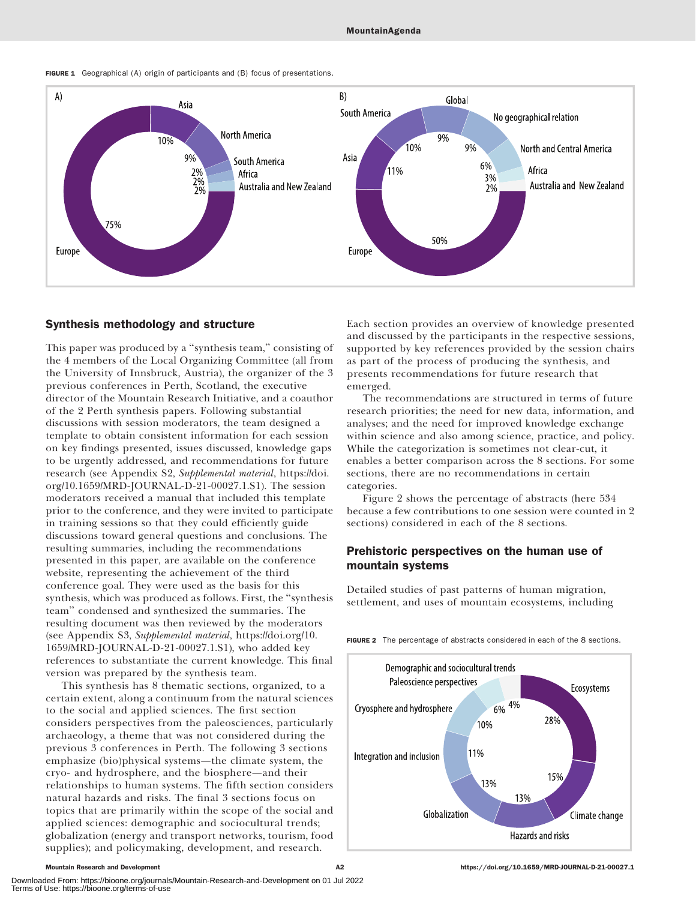FIGURE 1 Geographical (A) origin of participants and (B) focus of presentations.

FIGURE 2 The percentage of abstracts considered in each of the 8 sections.

## Synthesis methodology and structure

This paper was produced by a "synthesis team," consisting of the 4 members of the Local Organizing Committee (all from the University of Innsbruck, Austria), the organizer of the 3 previous conferences in Perth, Scotland, the executive director of the Mountain Research Initiative, and a coauthor of the 2 Perth synthesis papers. Following substantial discussions with session moderators, the team designed a template to obtain consistent information for each session on key findings presented, issues discussed, knowledge gaps to be urgently addressed, and recommendations for future research (see Appendix S2, *Supplemental material*, https://doi.org/10.1659/MRD-JOURNAL-D-21-00027.1.S1). The session moderators received a manual that included this template prior to the conference, and they were invited to participate in training sessions so that they could efficiently guide discussions toward general questions and conclusions. The resulting summaries, including the recommendations presented in this paper, are available on the conference website, representing the achievement of the third conference goal. They were used as the basis for this synthesis, which was produced as follows. First, the "synthesis team" condensed and synthesized the summaries. The resulting document was then reviewed by the moderators (see Appendix S3, *Supplemental material*, https://doi.org/10.1659/MRD-JOURNAL-D-21-00027.1.S1), who added key references to substantiate the current knowledge. This final version was prepared by the synthesis team.

This synthesis has 8 thematic sections, organized, to a certain extent, along a continuum from the natural sciences to the social and applied sciences. The first section considers perspectives from the paleosciences, particularly archaeology, a theme that was not considered during the previous 3 conferences in Perth. The following 3 sections emphasize (bio)physical systems—the climate system, the cryo- and hydrosphere, and the biosphere—and their relationships to human systems. The fifth section considers natural hazards and risks. The final 3 sections focus on topics that are primarily within the scope of the social and applied sciences: demographic and sociocultural trends; globalization (energy and transport networks, tourism, food supplies); and policymaking, development, and research. Each section provides an overview of knowledge presented and discussed by the participants in the respective sessions, supported by key references provided by the session chairs as part of the process of producing the synthesis, and presents recommendations for future research that emerged.

The recommendations are structured in terms of future research priorities; the need for new data, information, and analyses; and the need for improved knowledge exchange within science and also among science, practice, and policy. While the categorization is sometimes not clear-cut, it enables a better comparison across the 8 sections. For some sections, there are no recommendations in certain categories.

Figure 2 shows the percentage of abstracts (here 534 because a few contributions to one session were counted in 2 sections) considered in each of the 8 sections.

## Prehistoric perspectives on the human use of mountain systems

Detailed studies of past patterns of human migration, settlement, and uses of mountain ecosystems, including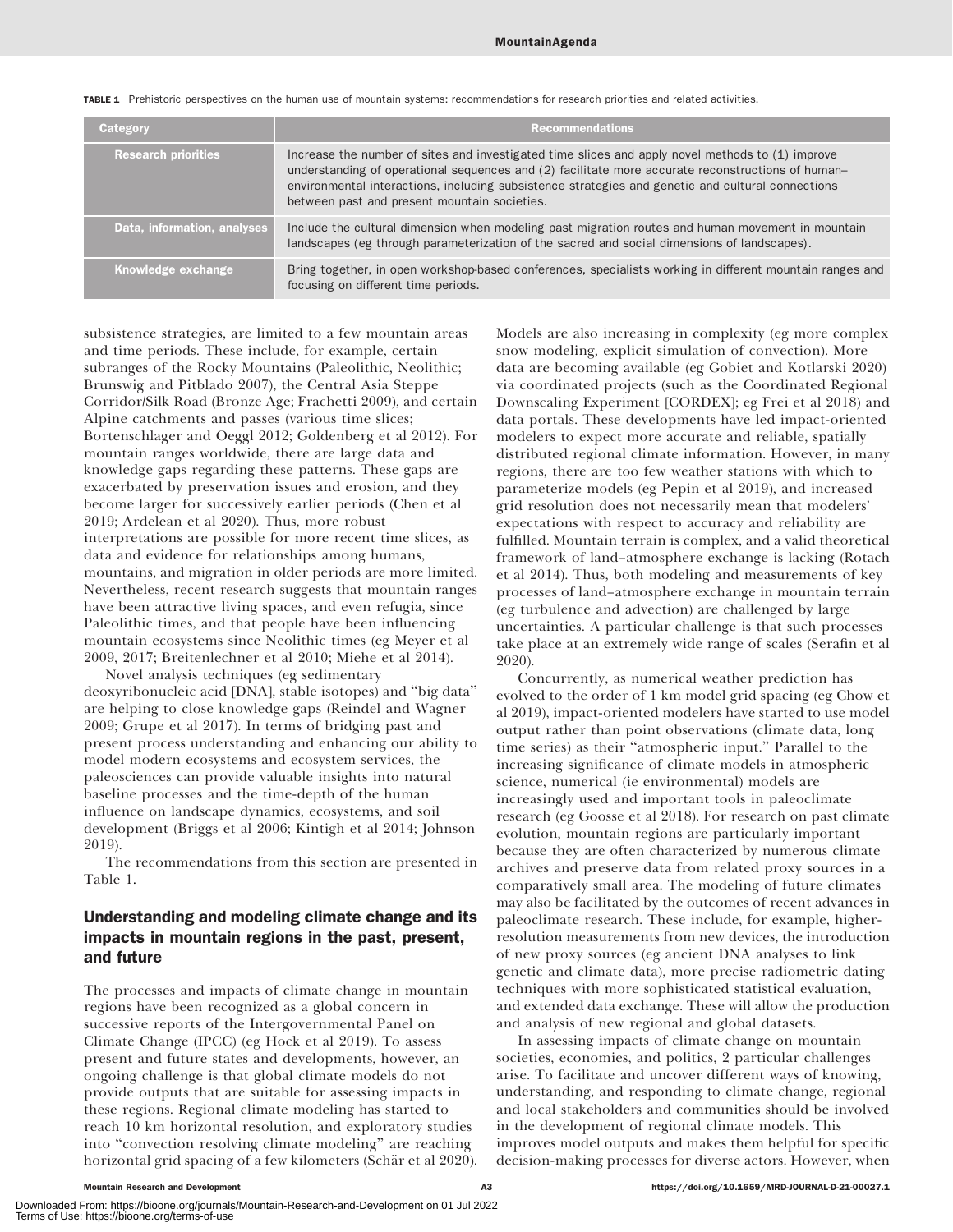**TABLE 1** Prehistoric perspectives on the human use of mountain systems: recommendations for research priorities and related activities.

| Category | Recommendations |
| --- | --- |
| Research priorities | Increase the number of sites and investigated time slices and apply novel methods to (1) improve understanding of operational sequences and (2) facilitate more accurate reconstructions of human–environmental interactions, including subsistence strategies and genetic and cultural connections between past and present mountain societies. |
| Data, information, analyses | Include the cultural dimension when modeling past migration routes and human movement in mountain landscapes (eg through parameterization of the sacred and social dimensions of landscapes). |
| Knowledge exchange | Bring together, in open workshop-based conferences, specialists working in different mountain ranges and focusing on different time periods. |

subsistence strategies, are limited to a few mountain areas and time periods. These include, for example, certain subranges of the Rocky Mountains (Paleolithic, Neolithic; Brunswig and Pitblado 2007), the Central Asia Steppe Corridor/Silk Road (Bronze Age; Frachetti 2009), and certain Alpine catchments and passes (various time slices; Bortenschlager and Oeggl 2012; Goldenberg et al 2012). For mountain ranges worldwide, there are large data and knowledge gaps regarding these patterns. These gaps are exacerbated by preservation issues and erosion, and they become larger for successively earlier periods (Chen et al 2019; Ardelean et al 2020). Thus, more robust interpretations are possible for more recent time slices, as data and evidence for relationships among humans, mountains, and migration in older periods are more limited. Nevertheless, recent research suggests that mountain ranges have been attractive living spaces, and even refugia, since Paleolithic times, and that people have been influencing mountain ecosystems since Neolithic times (eg Meyer et al 2009, 2017; Breitenlechner et al 2010; Miehe et al 2014).

Novel analysis techniques (eg sedimentary deoxyribonucleic acid [DNA], stable isotopes) and "big data" are helping to close knowledge gaps (Reindel and Wagner 2009; Grupe et al 2017). In terms of bridging past and present process understanding and enhancing our ability to model modern ecosystems and ecosystem services, the paleosciences can provide valuable insights into natural baseline processes and the time-depth of the human influence on landscape dynamics, ecosystems, and soil development (Briggs et al 2006; Kintigh et al 2014; Johnson 2019).

The recommendations from this section are presented in Table 1.

## Understanding and modeling climate change and its impacts in mountain regions in the past, present, and future

The processes and impacts of climate change in mountain regions have been recognized as a global concern in successive reports of the Intergovernmental Panel on Climate Change (IPCC) (eg Hock et al 2019). To assess present and future states and developments, however, an ongoing challenge is that global climate models do not provide outputs that are suitable for assessing impacts in these regions. Regional climate modeling has started to reach 10 km horizontal resolution, and exploratory studies into "convection resolving climate modeling" are reaching horizontal grid spacing of a few kilometers (Schär et al 2020). Models are also increasing in complexity (eg more complex snow modeling, explicit simulation of convection). More data are becoming available (eg Gobiet and Kotlarski 2020) via coordinated projects (such as the Coordinated Regional Downscaling Experiment [CORDEX]; eg Frei et al 2018) and data portals. These developments have led impact-oriented modelers to expect more accurate and reliable, spatially distributed regional climate information. However, in many regions, there are too few weather stations with which to parameterize models (eg Pepin et al 2019), and increased grid resolution does not necessarily mean that modelers' expectations with respect to accuracy and reliability are fulfilled. Mountain terrain is complex, and a valid theoretical framework of land–atmosphere exchange is lacking (Rotach et al 2014). Thus, both modeling and measurements of key processes of land–atmosphere exchange in mountain terrain (eg turbulence and advection) are challenged by large uncertainties. A particular challenge is that such processes take place at an extremely wide range of scales (Serafin et al 2020).

Concurrently, as numerical weather prediction has evolved to the order of 1 km model grid spacing (eg Chow et al 2019), impact-oriented modelers have started to use model output rather than point observations (climate data, long time series) as their "atmospheric input." Parallel to the increasing significance of climate models in atmospheric science, numerical (ie environmental) models are increasingly used and important tools in paleoclimate research (eg Goosse et al 2018). For research on past climate evolution, mountain regions are particularly important because they are often characterized by numerous climate archives and preserve data from related proxy sources in a comparatively small area. The modeling of future climates may also be facilitated by the outcomes of recent advances in paleoclimate research. These include, for example, higher-resolution measurements from new devices, the introduction of new proxy sources (eg ancient DNA analyses to link genetic and climate data), more precise radiometric dating techniques with more sophisticated statistical evaluation, and extended data exchange. These will allow the production and analysis of new regional and global datasets.

In assessing impacts of climate change on mountain societies, economies, and politics, 2 particular challenges arise. To facilitate and uncover different ways of knowing, understanding, and responding to climate change, regional and local stakeholders and communities should be involved in the development of regional climate models. This improves model outputs and makes them helpful for specific decision-making processes for diverse actors. However, when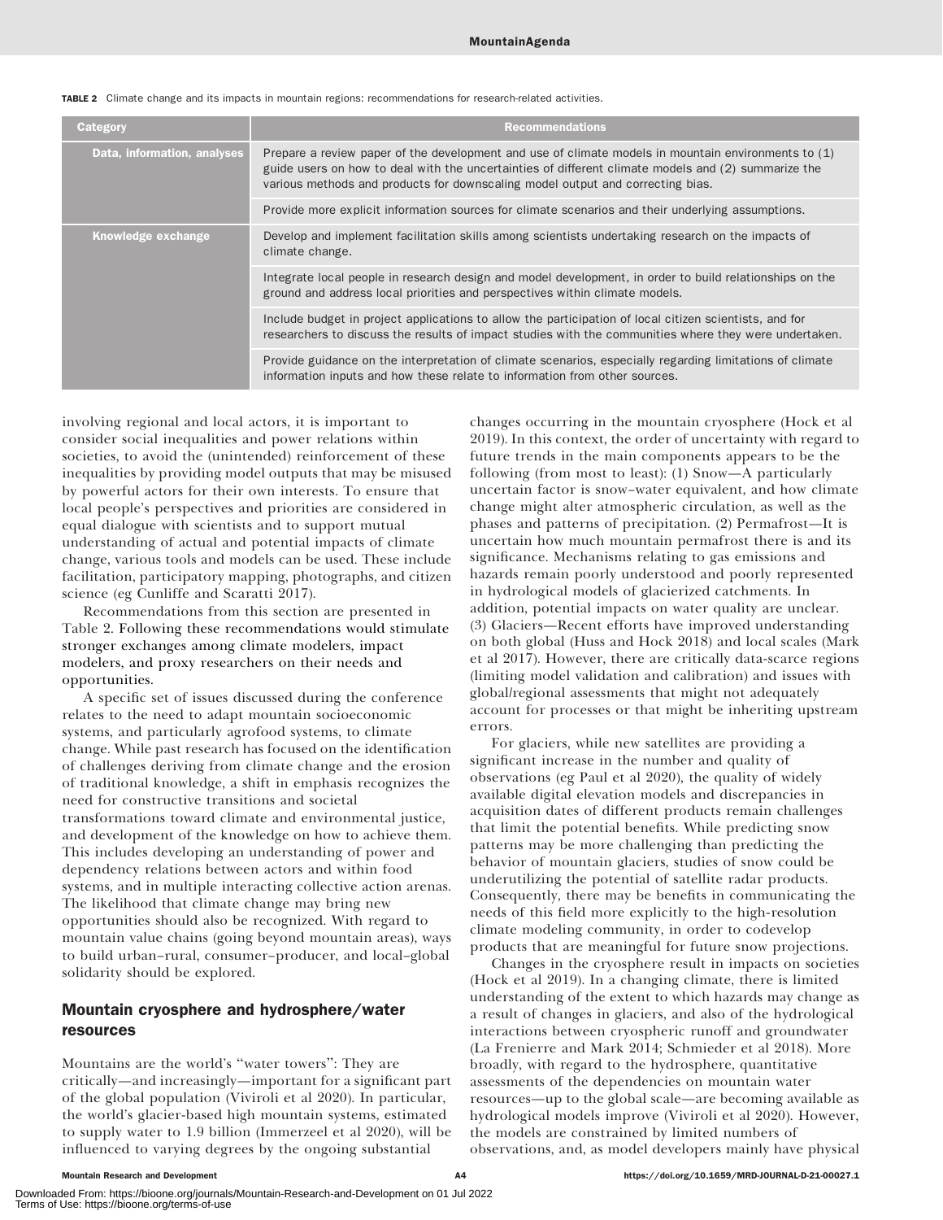TABLE 2 Climate change and its impacts in mountain regions: recommendations for research-related activities.

| Category | Recommendations |
| --- | --- |
| Data, information, analyses | Prepare a review paper of the development and use of climate models in mountain environments to (1) guide users on how to deal with the uncertainties of different climate models and (2) summarize the various methods and products for downscaling model output and correcting bias. |
| | Provide more explicit information sources for climate scenarios and their underlying assumptions. |
| Knowledge exchange | Develop and implement facilitation skills among scientists undertaking research on the impacts of climate change. |
| | Integrate local people in research design and model development, in order to build relationships on the ground and address local priorities and perspectives within climate models. |
| | Include budget in project applications to allow the participation of local citizen scientists, and for researchers to discuss the results of impact studies with the communities where they were undertaken. |
| | Provide guidance on the interpretation of climate scenarios, especially regarding limitations of climate information inputs and how these relate to information from other sources. |

involving regional and local actors, it is important to consider social inequalities and power relations within societies, to avoid the (unintended) reinforcement of these inequalities by providing model outputs that may be misused by powerful actors for their own interests. To ensure that local people's perspectives and priorities are considered in equal dialogue with scientists and to support mutual understanding of actual and potential impacts of climate change, various tools and models can be used. These include facilitation, participatory mapping, photographs, and citizen science (eg Cunliffe and Scaratti 2017).

Recommendations from this section are presented in Table 2. Following these recommendations would stimulate stronger exchanges among climate modelers, impact modelers, and proxy researchers on their needs and opportunities.

A specific set of issues discussed during the conference relates to the need to adapt mountain socioeconomic systems, and particularly agrofood systems, to climate change. While past research has focused on the identification of challenges deriving from climate change and the erosion of traditional knowledge, a shift in emphasis recognizes the need for constructive transitions and societal transformations toward climate and environmental justice, and development of the knowledge on how to achieve them. This includes developing an understanding of power and dependency relations between actors and within food systems, and in multiple interacting collective action arenas. The likelihood that climate change may bring new opportunities should also be recognized. With regard to mountain value chains (going beyond mountain areas), ways to build urban–rural, consumer–producer, and local–global solidarity should be explored.

## Mountain cryosphere and hydrosphere/water resources

Mountains are the world's "water towers": They are critically—and increasingly—important for a significant part of the global population (Viviroli et al 2020). In particular, the world's glacier-based high mountain systems, estimated to supply water to 1.9 billion (Immerzeel et al 2020), will be influenced to varying degrees by the ongoing substantial changes occurring in the mountain cryosphere (Hock et al 2019). In this context, the order of uncertainty with regard to future trends in the main components appears to be the following (from most to least): (1) Snow—A particularly uncertain factor is snow–water equivalent, and how climate change might alter atmospheric circulation, as well as the phases and patterns of precipitation. (2) Permafrost—It is uncertain how much mountain permafrost there is and its significance. Mechanisms relating to gas emissions and hazards remain poorly understood and poorly represented in hydrological models of glacierized catchments. In addition, potential impacts on water quality are unclear. (3) Glaciers—Recent efforts have improved understanding on both global (Huss and Hock 2018) and local scales (Mark et al 2017). However, there are critically data-scarce regions (limiting model validation and calibration) and issues with global/regional assessments that might not adequately account for processes or that might be inheriting upstream errors.

For glaciers, while new satellites are providing a significant increase in the number and quality of observations (eg Paul et al 2020), the quality of widely available digital elevation models and discrepancies in acquisition dates of different products remain challenges that limit the potential benefits. While predicting snow patterns may be more challenging than predicting the behavior of mountain glaciers, studies of snow could be underutilizing the potential of satellite radar products. Consequently, there may be benefits in communicating the needs of this field more explicitly to the high-resolution climate modeling community, in order to codevelop products that are meaningful for future snow projections.

Changes in the cryosphere result in impacts on societies (Hock et al 2019). In a changing climate, there is limited understanding of the extent to which hazards may change as a result of changes in glaciers, and also of the hydrological interactions between cryospheric runoff and groundwater (La Frenierre and Mark 2014; Schmieder et al 2018). More broadly, with regard to the hydrosphere, quantitative assessments of the dependencies on mountain water resources—up to the global scale—are becoming available as hydrological models improve (Viviroli et al 2020). However, the models are constrained by limited numbers of observations, and, as model developers mainly have physical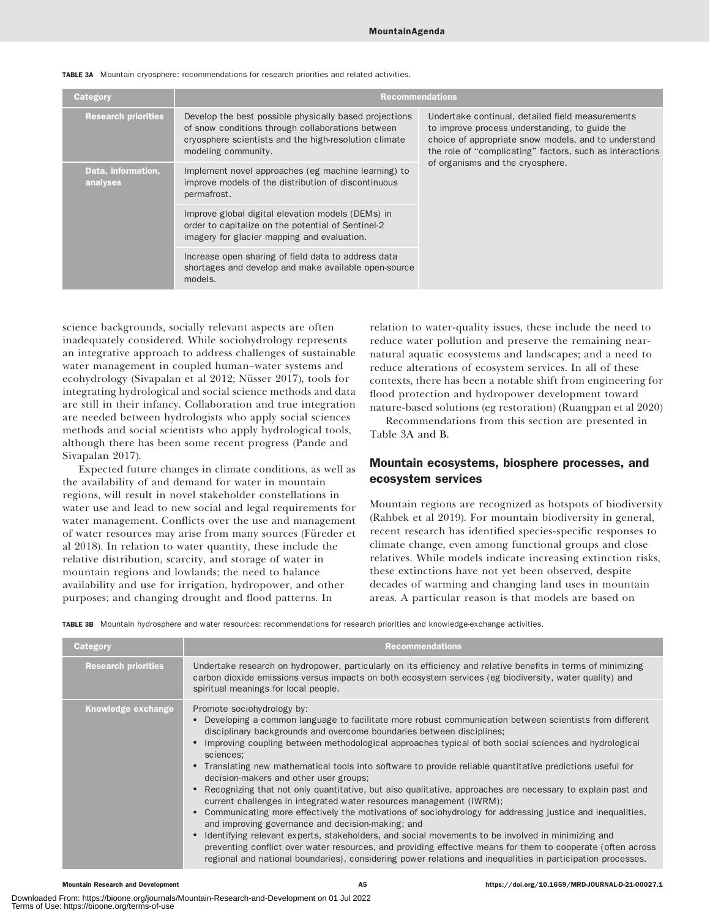TABLE 3A Mountain cryosphere: recommendations for research priorities and related activities.

| Category | Recommendations | |
|---|---|---|
| Research priorities | Develop the best possible physically based projections of snow conditions through collaborations between cryosphere scientists and the high-resolution climate modeling community. | Undertake continual, detailed field measurements to improve process understanding, to guide the choice of appropriate snow models, and to understand the role of "complicating" factors, such as interactions of organisms and the cryosphere. |
| Data, information, analyses | Implement novel approaches (eg machine learning) to improve models of the distribution of discontinuous permafrost. | |
| | Improve global digital elevation models (DEMs) in order to capitalize on the potential of Sentinel-2 imagery for glacier mapping and evaluation. | |
| | Increase open sharing of field data to address data shortages and develop and make available open-source models. | |

science backgrounds, socially relevant aspects are often inadequately considered. While sociohydrology represents an integrative approach to address challenges of sustainable water management in coupled human–water systems and ecohydrology (Sivapalan et al 2012; Nüsser 2017), tools for integrating hydrological and social science methods and data are still in their infancy. Collaboration and true integration are needed between hydrologists who apply social sciences methods and social scientists who apply hydrological tools, although there has been some recent progress (Pande and Sivapalan 2017).

Expected future changes in climate conditions, as well as the availability of and demand for water in mountain regions, will result in novel stakeholder constellations in water use and lead to new social and legal requirements for water management. Conflicts over the use and management of water resources may arise from many sources (Füreder et al 2018). In relation to water quantity, these include the relative distribution, scarcity, and storage of water in mountain regions and lowlands; the need to balance availability and use for irrigation, hydropower, and other purposes; and changing drought and flood patterns. In relation to water-quality issues, these include the need to reduce water pollution and preserve the remaining near-natural aquatic ecosystems and landscapes; and a need to reduce alterations of ecosystem services. In all of these contexts, there has been a notable shift from engineering for flood protection and hydropower development toward nature-based solutions (eg restoration) (Ruangpan et al 2020)

Recommendations from this section are presented in Table 3A and B.

## Mountain ecosystems, biosphere processes, and ecosystem services

Mountain regions are recognized as hotspots of biodiversity (Rahbek et al 2019). For mountain biodiversity in general, recent research has identified species-specific responses to climate change, even among functional groups and close relatives. While models indicate increasing extinction risks, these extinctions have not yet been observed, despite decades of warming and changing land uses in mountain areas. A particular reason is that models are based on

TABLE 3B Mountain hydrosphere and water resources: recommendations for research priorities and knowledge-exchange activities.

| Category | Recommendations |
|---|---|
| Research priorities | Undertake research on hydropower, particularly on its efficiency and relative benefits in terms of minimizing carbon dioxide emissions versus impacts on both ecosystem services (eg biodiversity, water quality) and spiritual meanings for local people. |
| Knowledge exchange | Promote sociohydrology by:<br>• Developing a common language to facilitate more robust communication between scientists from different disciplinary backgrounds and overcome boundaries between disciplines;<br>• Improving coupling between methodological approaches typical of both social sciences and hydrological sciences;<br>• Translating new mathematical tools into software to provide reliable quantitative predictions useful for decision-makers and other user groups;<br>• Recognizing that not only quantitative, but also qualitative, approaches are necessary to explain past and current challenges in integrated water resources management (IWRM);<br>• Communicating more effectively the motivations of sociohydrology for addressing justice and inequalities, and improving governance and decision-making; and<br>• Identifying relevant experts, stakeholders, and social movements to be involved in minimizing and preventing conflict over water resources, and providing effective means for them to cooperate (often across regional and national boundaries), considering power relations and inequalities in participation processes. |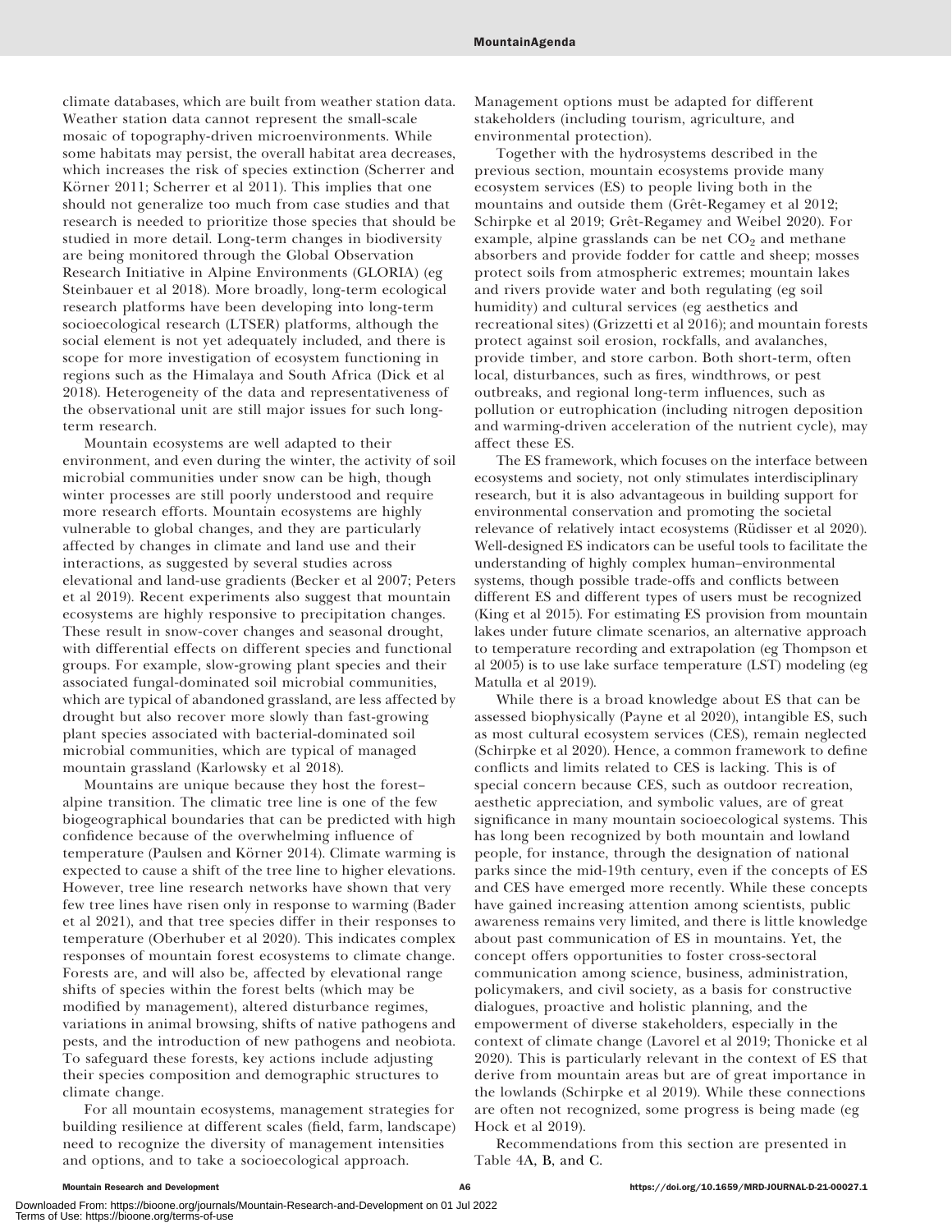climate databases, which are built from weather station data. Weather station data cannot represent the small-scale mosaic of topography-driven microenvironments. While some habitats may persist, the overall habitat area decreases, which increases the risk of species extinction (Scherrer and Körner 2011; Scherrer et al 2011). This implies that one should not generalize too much from case studies and that research is needed to prioritize those species that should be studied in more detail. Long-term changes in biodiversity are being monitored through the Global Observation Research Initiative in Alpine Environments (GLORIA) (eg Steinbauer et al 2018). More broadly, long-term ecological research platforms have been developing into long-term socioecological research (LTSER) platforms, although the social element is not yet adequately included, and there is scope for more investigation of ecosystem functioning in regions such as the Himalaya and South Africa (Dick et al 2018). Heterogeneity of the data and representativeness of the observational unit are still major issues for such long-term research.

Mountain ecosystems are well adapted to their environment, and even during the winter, the activity of soil microbial communities under snow can be high, though winter processes are still poorly understood and require more research efforts. Mountain ecosystems are highly vulnerable to global changes, and they are particularly affected by changes in climate and land use and their interactions, as suggested by several studies across elevational and land-use gradients (Becker et al 2007; Peters et al 2019). Recent experiments also suggest that mountain ecosystems are highly responsive to precipitation changes. These result in snow-cover changes and seasonal drought, with differential effects on different species and functional groups. For example, slow-growing plant species and their associated fungal-dominated soil microbial communities, which are typical of abandoned grassland, are less affected by drought but also recover more slowly than fast-growing plant species associated with bacterial-dominated soil microbial communities, which are typical of managed mountain grassland (Karlowsky et al 2018).

Mountains are unique because they host the forest–alpine transition. The climatic tree line is one of the few biogeographical boundaries that can be predicted with high confidence because of the overwhelming influence of temperature (Paulsen and Körner 2014). Climate warming is expected to cause a shift of the tree line to higher elevations. However, tree line research networks have shown that very few tree lines have risen only in response to warming (Bader et al 2021), and that tree species differ in their responses to temperature (Oberhuber et al 2020). This indicates complex responses of mountain forest ecosystems to climate change. Forests are, and will also be, affected by elevational range shifts of species within the forest belts (which may be modified by management), altered disturbance regimes, variations in animal browsing, shifts of native pathogens and pests, and the introduction of new pathogens and neobiota. To safeguard these forests, key actions include adjusting their species composition and demographic structures to climate change.

For all mountain ecosystems, management strategies for building resilience at different scales (field, farm, landscape) need to recognize the diversity of management intensities and options, and to take a socioecological approach. Management options must be adapted for different stakeholders (including tourism, agriculture, and environmental protection).

Together with the hydrosystems described in the previous section, mountain ecosystems provide many ecosystem services (ES) to people living both in the mountains and outside them (Grêt-Regamey et al 2012; Schirpke et al 2019; Grêt-Regamey and Weibel 2020). For example, alpine grasslands can be net $CO_2$ and methane absorbers and provide fodder for cattle and sheep; mosses protect soils from atmospheric extremes; mountain lakes and rivers provide water and both regulating (eg soil humidity) and cultural services (eg aesthetics and recreational sites) (Grizzetti et al 2016); and mountain forests protect against soil erosion, rockfalls, and avalanches, provide timber, and store carbon. Both short-term, often local, disturbances, such as fires, windthrows, or pest outbreaks, and regional long-term influences, such as pollution or eutrophication (including nitrogen deposition and warming-driven acceleration of the nutrient cycle), may affect these ES.

The ES framework, which focuses on the interface between ecosystems and society, not only stimulates interdisciplinary research, but it is also advantageous in building support for environmental conservation and promoting the societal relevance of relatively intact ecosystems (Rüdisser et al 2020). Well-designed ES indicators can be useful tools to facilitate the understanding of highly complex human–environmental systems, though possible trade-offs and conflicts between different ES and different types of users must be recognized (King et al 2015). For estimating ES provision from mountain lakes under future climate scenarios, an alternative approach to temperature recording and extrapolation (eg Thompson et al 2005) is to use lake surface temperature (LST) modeling (eg Matulla et al 2019).

While there is a broad knowledge about ES that can be assessed biophysically (Payne et al 2020), intangible ES, such as most cultural ecosystem services (CES), remain neglected (Schirpke et al 2020). Hence, a common framework to define conflicts and limits related to CES is lacking. This is of special concern because CES, such as outdoor recreation, aesthetic appreciation, and symbolic values, are of great significance in many mountain socioecological systems. This has long been recognized by both mountain and lowland people, for instance, through the designation of national parks since the mid-19th century, even if the concepts of ES and CES have emerged more recently. While these concepts have gained increasing attention among scientists, public awareness remains very limited, and there is little knowledge about past communication of ES in mountains. Yet, the concept offers opportunities to foster cross-sectoral communication among science, business, administration, policymakers, and civil society, as a basis for constructive dialogues, proactive and holistic planning, and the empowerment of diverse stakeholders, especially in the context of climate change (Lavorel et al 2019; Thonicke et al 2020). This is particularly relevant in the context of ES that derive from mountain areas but are of great importance in the lowlands (Schirpke et al 2019). While these connections are often not recognized, some progress is being made (eg Hock et al 2019).

Recommendations from this section are presented in Table 4A, B, and C.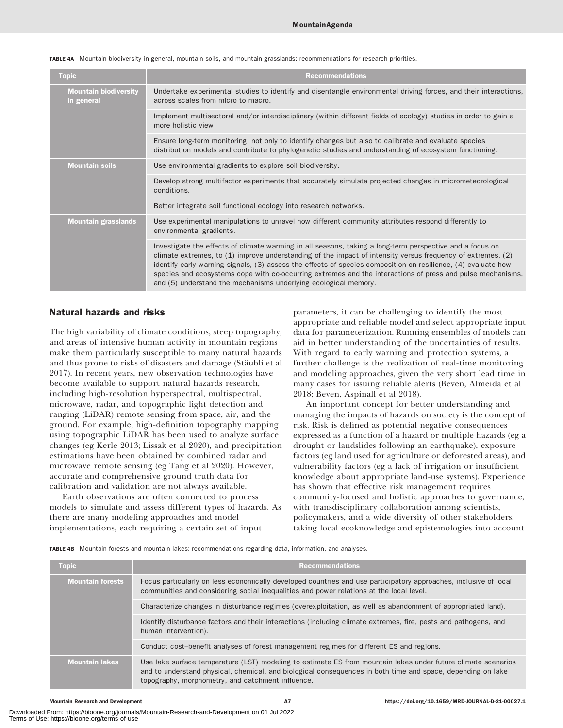TABLE 4A Mountain biodiversity in general, mountain soils, and mountain grasslands: recommendations for research priorities.

| Topic | Recommendations |
| --- | --- |
| Mountain biodiversity in general | Undertake experimental studies to identify and disentangle environmental driving forces, and their interactions, across scales from micro to macro. |
| | Implement multisectoral and/or interdisciplinary (within different fields of ecology) studies in order to gain a more holistic view. |
| | Ensure long-term monitoring, not only to identify changes but also to calibrate and evaluate species distribution models and contribute to phylogenetic studies and understanding of ecosystem functioning. |
| Mountain soils | Use environmental gradients to explore soil biodiversity. |
| | Develop strong multifactor experiments that accurately simulate projected changes in micrometeorological conditions. |
| | Better integrate soil functional ecology into research networks. |
| Mountain grasslands | Use experimental manipulations to unravel how different community attributes respond differently to environmental gradients. |
| | Investigate the effects of climate warming in all seasons, taking a long-term perspective and a focus on climate extremes, to (1) improve understanding of the impact of intensity versus frequency of extremes, (2) identify early warning signals, (3) assess the effects of species composition on resilience, (4) evaluate how species and ecosystems cope with co-occurring extremes and the interactions of press and pulse mechanisms, and (5) understand the mechanisms underlying ecological memory. |

## Natural hazards and risks

The high variability of climate conditions, steep topography, and areas of intensive human activity in mountain regions make them particularly susceptible to many natural hazards and thus prone to risks of disasters and damage (Stäubli et al 2017). In recent years, new observation technologies have become available to support natural hazards research, including high-resolution hyperspectral, multispectral, microwave, radar, and topographic light detection and ranging (LiDAR) remote sensing from space, air, and the ground. For example, high-definition topography mapping using topographic LiDAR has been used to analyze surface changes (eg Kerle 2013; Lissak et al 2020), and precipitation estimations have been obtained by combined radar and microwave remote sensing (eg Tang et al 2020). However, accurate and comprehensive ground truth data for calibration and validation are not always available.

Earth observations are often connected to process models to simulate and assess different types of hazards. As there are many modeling approaches and model implementations, each requiring a certain set of input parameters, it can be challenging to identify the most appropriate and reliable model and select appropriate input data for parameterization. Running ensembles of models can aid in better understanding of the uncertainties of results. With regard to early warning and protection systems, a further challenge is the realization of real-time monitoring and modeling approaches, given the very short lead time in many cases for issuing reliable alerts (Beven, Almeida et al 2018; Beven, Aspinall et al 2018).

An important concept for better understanding and managing the impacts of hazards on society is the concept of risk. Risk is defined as potential negative consequences expressed as a function of a hazard or multiple hazards (eg a drought or landslides following an earthquake), exposure factors (eg land used for agriculture or deforested areas), and vulnerability factors (eg a lack of irrigation or insufficient knowledge about appropriate land-use systems). Experience has shown that effective risk management requires community-focused and holistic approaches to governance, with transdisciplinary collaboration among scientists, policymakers, and a wide diversity of other stakeholders, taking local ecoknowledge and epistemologies into account

TABLE 4B Mountain forests and mountain lakes: recommendations regarding data, information, and analyses.

| Topic | Recommendations |
| --- | --- |
| Mountain forests | Focus particularly on less economically developed countries and use participatory approaches, inclusive of local communities and considering social inequalities and power relations at the local level. |
| | Characterize changes in disturbance regimes (overexploitation, as well as abandonment of appropriated land). |
| | Identify disturbance factors and their interactions (including climate extremes, fire, pests and pathogens, and human intervention). |
| | Conduct cost–benefit analyses of forest management regimes for different ES and regions. |
| Mountain lakes | Use lake surface temperature (LST) modeling to estimate ES from mountain lakes under future climate scenarios and to understand physical, chemical, and biological consequences in both time and space, depending on lake topography, morphometry, and catchment influence. |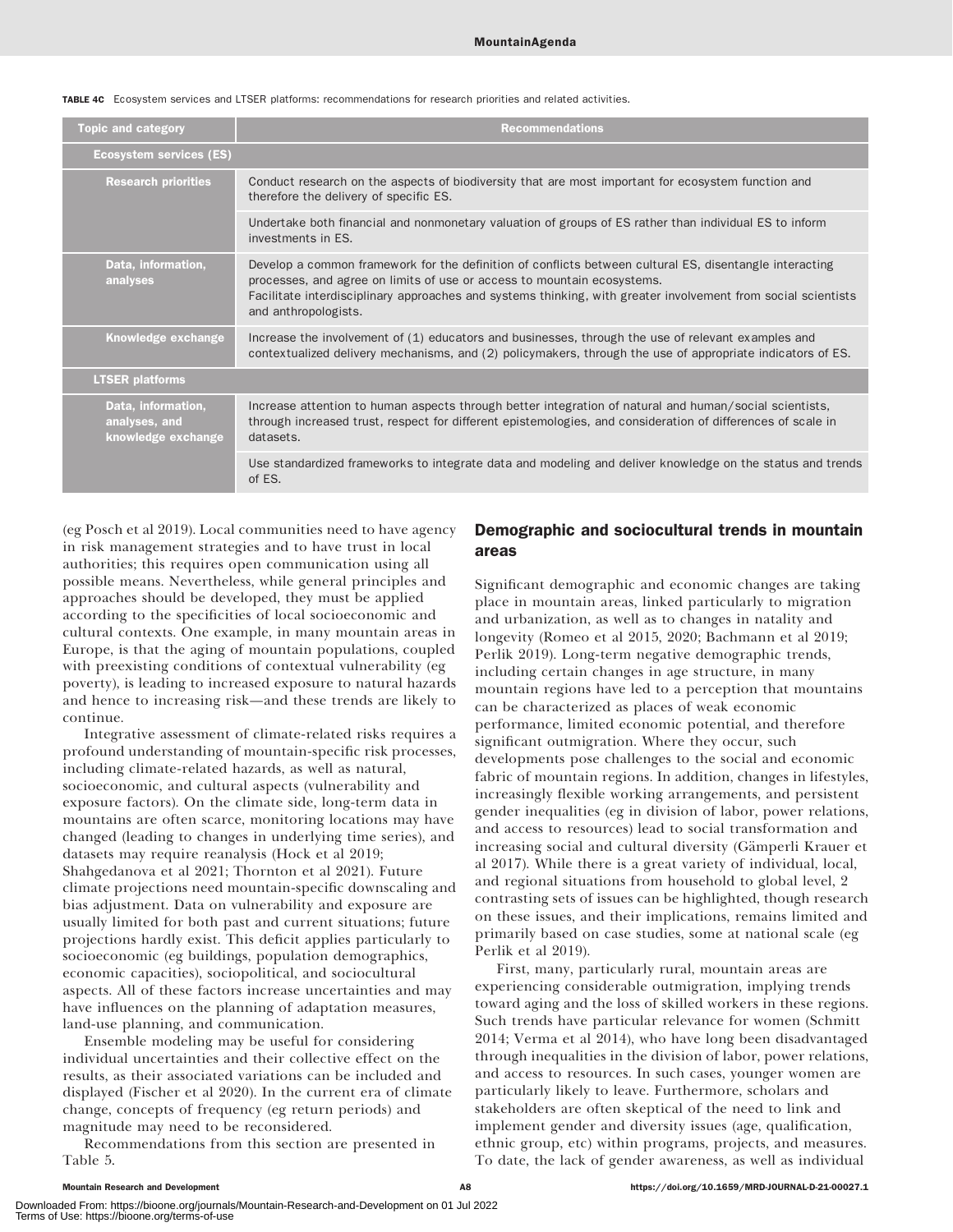TABLE 4C Ecosystem services and LTSER platforms: recommendations for research priorities and related activities.

| Topic and category | Recommendations |
| --- | --- |
| **Ecosystem services (ES)** | |
| Research priorities | Conduct research on the aspects of biodiversity that are most important for ecosystem function and therefore the delivery of specific ES. |
| | Undertake both financial and nonmonetary valuation of groups of ES rather than individual ES to inform investments in ES. |
| Data, information, analyses | Develop a common framework for the definition of conflicts between cultural ES, disentangle interacting processes, and agree on limits of use or access to mountain ecosystems. Facilitate interdisciplinary approaches and systems thinking, with greater involvement from social scientists and anthropologists. |
| Knowledge exchange | Increase the involvement of (1) educators and businesses, through the use of relevant examples and contextualized delivery mechanisms, and (2) policymakers, through the use of appropriate indicators of ES. |
| **LTSER platforms** | |
| Data, information, analyses, and knowledge exchange | Increase attention to human aspects through better integration of natural and human/social scientists, through increased trust, respect for different epistemologies, and consideration of differences of scale in datasets. |
| | Use standardized frameworks to integrate data and modeling and deliver knowledge on the status and trends of ES. |

(eg Posch et al 2019). Local communities need to have agency in risk management strategies and to have trust in local authorities; this requires open communication using all possible means. Nevertheless, while general principles and approaches should be developed, they must be applied according to the specificities of local socioeconomic and cultural contexts. One example, in many mountain areas in Europe, is that the aging of mountain populations, coupled with preexisting conditions of contextual vulnerability (eg poverty), is leading to increased exposure to natural hazards and hence to increasing risk—and these trends are likely to continue.

Integrative assessment of climate-related risks requires a profound understanding of mountain-specific risk processes, including climate-related hazards, as well as natural, socioeconomic, and cultural aspects (vulnerability and exposure factors). On the climate side, long-term data in mountains are often scarce, monitoring locations may have changed (leading to changes in underlying time series), and datasets may require reanalysis (Hock et al 2019; Shahgedanova et al 2021; Thornton et al 2021). Future climate projections need mountain-specific downscaling and bias adjustment. Data on vulnerability and exposure are usually limited for both past and current situations; future projections hardly exist. This deficit applies particularly to socioeconomic (eg buildings, population demographics, economic capacities), sociopolitical, and sociocultural aspects. All of these factors increase uncertainties and may have influences on the planning of adaptation measures, land-use planning, and communication.

Ensemble modeling may be useful for considering individual uncertainties and their collective effect on the results, as their associated variations can be included and displayed (Fischer et al 2020). In the current era of climate change, concepts of frequency (eg return periods) and magnitude may need to be reconsidered.

Recommendations from this section are presented in Table 5.

## Demographic and sociocultural trends in mountain areas

Significant demographic and economic changes are taking place in mountain areas, linked particularly to migration and urbanization, as well as to changes in natality and longevity (Romeo et al 2015, 2020; Bachmann et al 2019; Perlik 2019). Long-term negative demographic trends, including certain changes in age structure, in many mountain regions have led to a perception that mountains can be characterized as places of weak economic performance, limited economic potential, and therefore significant outmigration. Where they occur, such developments pose challenges to the social and economic fabric of mountain regions. In addition, changes in lifestyles, increasingly flexible working arrangements, and persistent gender inequalities (eg in division of labor, power relations, and access to resources) lead to social transformation and increasing social and cultural diversity (Gämperli Krauer et al 2017). While there is a great variety of individual, local, and regional situations from household to global level, 2 contrasting sets of issues can be highlighted, though research on these issues, and their implications, remains limited and primarily based on case studies, some at national scale (eg Perlik et al 2019).

First, many, particularly rural, mountain areas are experiencing considerable outmigration, implying trends toward aging and the loss of skilled workers in these regions. Such trends have particular relevance for women (Schmitt 2014; Verma et al 2014), who have long been disadvantaged through inequalities in the division of labor, power relations, and access to resources. In such cases, younger women are particularly likely to leave. Furthermore, scholars and stakeholders are often skeptical of the need to link and implement gender and diversity issues (age, qualification, ethnic group, etc) within programs, projects, and measures. To date, the lack of gender awareness, as well as individual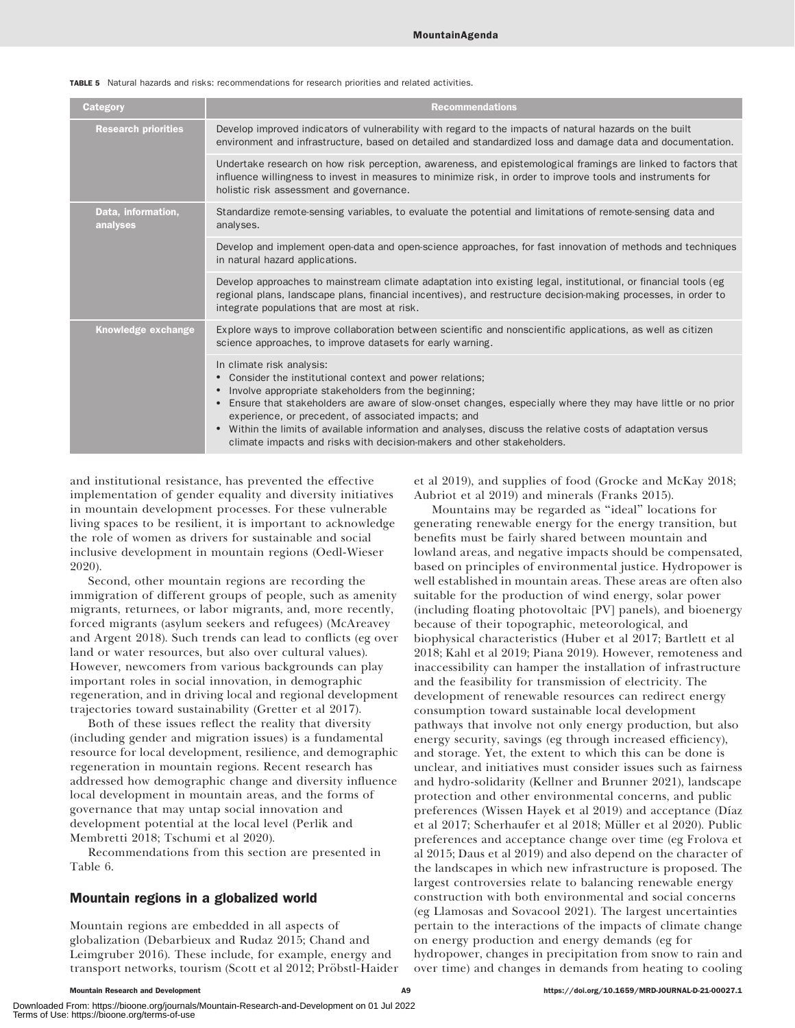TABLE 5 Natural hazards and risks: recommendations for research priorities and related activities.

| Category | Recommendations |
| --- | --- |
| Research priorities | Develop improved indicators of vulnerability with regard to the impacts of natural hazards on the built environment and infrastructure, based on detailed and standardized loss and damage data and documentation. |
| | Undertake research on how risk perception, awareness, and epistemological framings are linked to factors that influence willingness to invest in measures to minimize risk, in order to improve tools and instruments for holistic risk assessment and governance. |
| Data, information, analyses | Standardize remote-sensing variables, to evaluate the potential and limitations of remote-sensing data and analyses. |
| | Develop and implement open-data and open-science approaches, for fast innovation of methods and techniques in natural hazard applications. |
| | Develop approaches to mainstream climate adaptation into existing legal, institutional, or financial tools (eg regional plans, landscape plans, financial incentives), and restructure decision-making processes, in order to integrate populations that are most at risk. |
| Knowledge exchange | Explore ways to improve collaboration between scientific and nonscientific applications, as well as citizen science approaches, to improve datasets for early warning. |
| | In climate risk analysis: • Consider the institutional context and power relations; • Involve appropriate stakeholders from the beginning; • Ensure that stakeholders are aware of slow-onset changes, especially where they may have little or no prior experience, or precedent, of associated impacts; and • Within the limits of available information and analyses, discuss the relative costs of adaptation versus climate impacts and risks with decision-makers and other stakeholders. |

and institutional resistance, has prevented the effective implementation of gender equality and diversity initiatives in mountain development processes. For these vulnerable living spaces to be resilient, it is important to acknowledge the role of women as drivers for sustainable and social inclusive development in mountain regions (Oedl-Wieser 2020).

Second, other mountain regions are recording the immigration of different groups of people, such as amenity migrants, returnees, or labor migrants, and, more recently, forced migrants (asylum seekers and refugees) (McAreavey and Argent 2018). Such trends can lead to conflicts (eg over land or water resources, but also over cultural values). However, newcomers from various backgrounds can play important roles in social innovation, in demographic regeneration, and in driving local and regional development trajectories toward sustainability (Gretter et al 2017).

Both of these issues reflect the reality that diversity (including gender and migration issues) is a fundamental resource for local development, resilience, and demographic regeneration in mountain regions. Recent research has addressed how demographic change and diversity influence local development in mountain areas, and the forms of governance that may untap social innovation and development potential at the local level (Perlik and Membretti 2018; Tschumi et al 2020).

Recommendations from this section are presented in Table 6.

## Mountain regions in a globalized world

Mountain regions are embedded in all aspects of globalization (Debarbieux and Rudaz 2015; Chand and Leimgruber 2016). These include, for example, energy and transport networks, tourism (Scott et al 2012; Pröbstl-Haider et al 2019), and supplies of food (Grocke and McKay 2018; Aubriot et al 2019) and minerals (Franks 2015).

Mountains may be regarded as "ideal" locations for generating renewable energy for the energy transition, but benefits must be fairly shared between mountain and lowland areas, and negative impacts should be compensated, based on principles of environmental justice. Hydropower is well established in mountain areas. These areas are often also suitable for the production of wind energy, solar power (including floating photovoltaic [PV] panels), and bioenergy because of their topographic, meteorological, and biophysical characteristics (Huber et al 2017; Bartlett et al 2018; Kahl et al 2019; Piana 2019). However, remoteness and inaccessibility can hamper the installation of infrastructure and the feasibility for transmission of electricity. The development of renewable resources can redirect energy consumption toward sustainable local development pathways that involve not only energy production, but also energy security, savings (eg through increased efficiency), and storage. Yet, the extent to which this can be done is unclear, and initiatives must consider issues such as fairness and hydro-solidarity (Kellner and Brunner 2021), landscape protection and other environmental concerns, and public preferences (Wissen Hayek et al 2019) and acceptance (Díaz et al 2017; Scherhaufer et al 2018; Müller et al 2020). Public preferences and acceptance change over time (eg Frolova et al 2015; Daus et al 2019) and also depend on the character of the landscapes in which new infrastructure is proposed. The largest controversies relate to balancing renewable energy construction with both environmental and social concerns (eg Llamosas and Sovacool 2021). The largest uncertainties pertain to the interactions of the impacts of climate change on energy production and energy demands (eg for hydropower, changes in precipitation from snow to rain and over time) and changes in demands from heating to cooling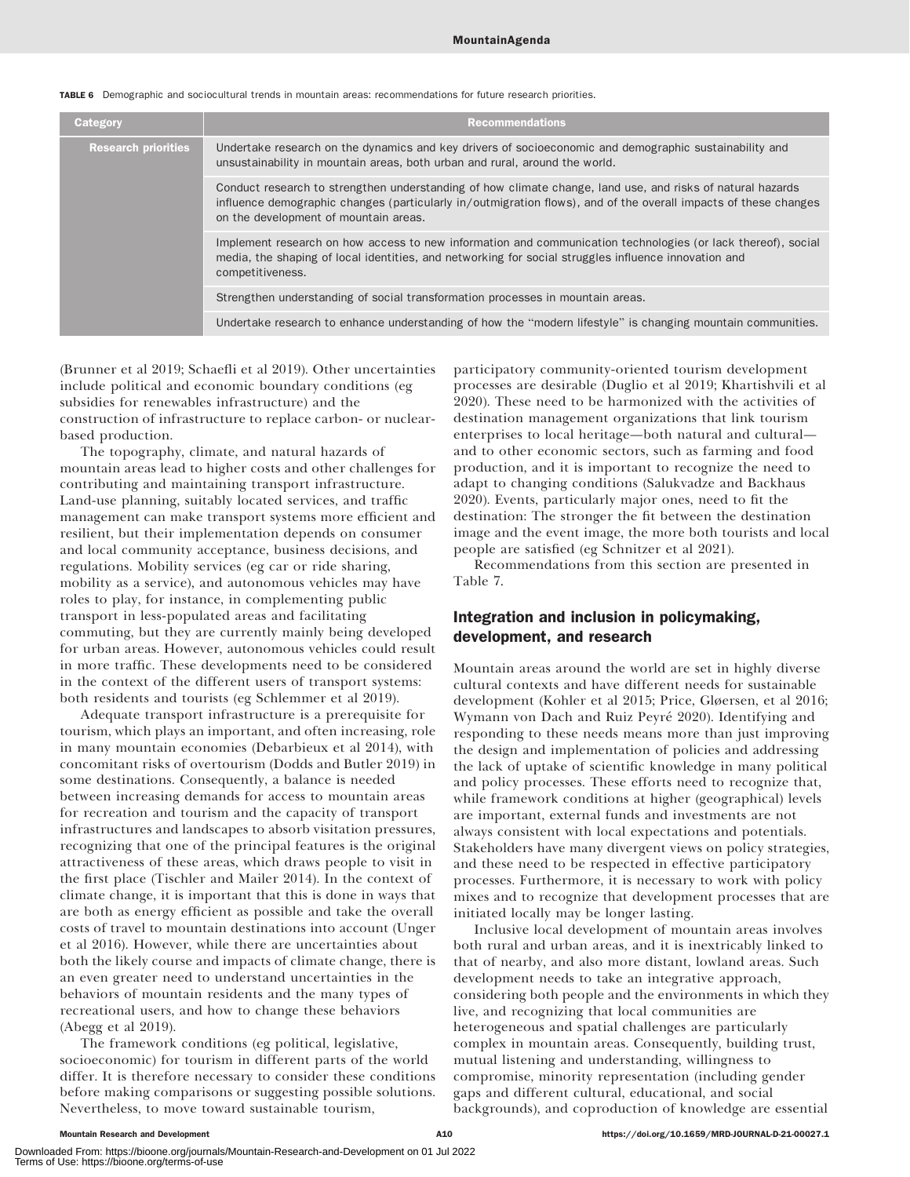TABLE 6 Demographic and sociocultural trends in mountain areas: recommendations for future research priorities.

| Category | Recommendations |
| --- | --- |
| Research priorities | Undertake research on the dynamics and key drivers of socioeconomic and demographic sustainability and unsustainability in mountain areas, both urban and rural, around the world. |
| | Conduct research to strengthen understanding of how climate change, land use, and risks of natural hazards influence demographic changes (particularly in/outmigration flows), and of the overall impacts of these changes on the development of mountain areas. |
| | Implement research on how access to new information and communication technologies (or lack thereof), social media, the shaping of local identities, and networking for social struggles influence innovation and competitiveness. |
| | Strengthen understanding of social transformation processes in mountain areas. |
| | Undertake research to enhance understanding of how the "modern lifestyle" is changing mountain communities. |

(Brunner et al 2019; Schaefli et al 2019). Other uncertainties include political and economic boundary conditions (eg subsidies for renewables infrastructure) and the construction of infrastructure to replace carbon- or nuclear-based production.

The topography, climate, and natural hazards of mountain areas lead to higher costs and other challenges for contributing and maintaining transport infrastructure. Land-use planning, suitably located services, and traffic management can make transport systems more efficient and resilient, but their implementation depends on consumer and local community acceptance, business decisions, and regulations. Mobility services (eg car or ride sharing, mobility as a service), and autonomous vehicles may have roles to play, for instance, in complementing public transport in less-populated areas and facilitating commuting, but they are currently mainly being developed for urban areas. However, autonomous vehicles could result in more traffic. These developments need to be considered in the context of the different users of transport systems: both residents and tourists (eg Schlemmer et al 2019).

Adequate transport infrastructure is a prerequisite for tourism, which plays an important, and often increasing, role in many mountain economies (Debarbieux et al 2014), with concomitant risks of overtourism (Dodds and Butler 2019) in some destinations. Consequently, a balance is needed between increasing demands for access to mountain areas for recreation and tourism and the capacity of transport infrastructures and landscapes to absorb visitation pressures, recognizing that one of the principal features is the original attractiveness of these areas, which draws people to visit in the first place (Tischler and Mailer 2014). In the context of climate change, it is important that this is done in ways that are both as energy efficient as possible and take the overall costs of travel to mountain destinations into account (Unger et al 2016). However, while there are uncertainties about both the likely course and impacts of climate change, there is an even greater need to understand uncertainties in the behaviors of mountain residents and the many types of recreational users, and how to change these behaviors (Abegg et al 2019).

The framework conditions (eg political, legislative, socioeconomic) for tourism in different parts of the world differ. It is therefore necessary to consider these conditions before making comparisons or suggesting possible solutions. Nevertheless, to move toward sustainable tourism, participatory community-oriented tourism development processes are desirable (Duglio et al 2019; Khartishvili et al 2020). These need to be harmonized with the activities of destination management organizations that link tourism enterprises to local heritage—both natural and cultural—and to other economic sectors, such as farming and food production, and it is important to recognize the need to adapt to changing conditions (Salukvadze and Backhaus 2020). Events, particularly major ones, need to fit the destination: The stronger the fit between the destination image and the event image, the more both tourists and local people are satisfied (eg Schnitzer et al 2021).

Recommendations from this section are presented in Table 7.

## Integration and inclusion in policymaking, development, and research

Mountain areas around the world are set in highly diverse cultural contexts and have different needs for sustainable development (Kohler et al 2015; Price, Gløersen, et al 2016; Wymann von Dach and Ruiz Peyré 2020). Identifying and responding to these needs means more than just improving the design and implementation of policies and addressing the lack of uptake of scientific knowledge in many political and policy processes. These efforts need to recognize that, while framework conditions at higher (geographical) levels are important, external funds and investments are not always consistent with local expectations and potentials. Stakeholders have many divergent views on policy strategies, and these need to be respected in effective participatory processes. Furthermore, it is necessary to work with policy mixes and to recognize that development processes that are initiated locally may be longer lasting.

Inclusive local development of mountain areas involves both rural and urban areas, and it is inextricably linked to that of nearby, and also more distant, lowland areas. Such development needs to take an integrative approach, considering both people and the environments in which they live, and recognizing that local communities are heterogeneous and spatial challenges are particularly complex in mountain areas. Consequently, building trust, mutual listening and understanding, willingness to compromise, minority representation (including gender gaps and different cultural, educational, and social backgrounds), and coproduction of knowledge are essential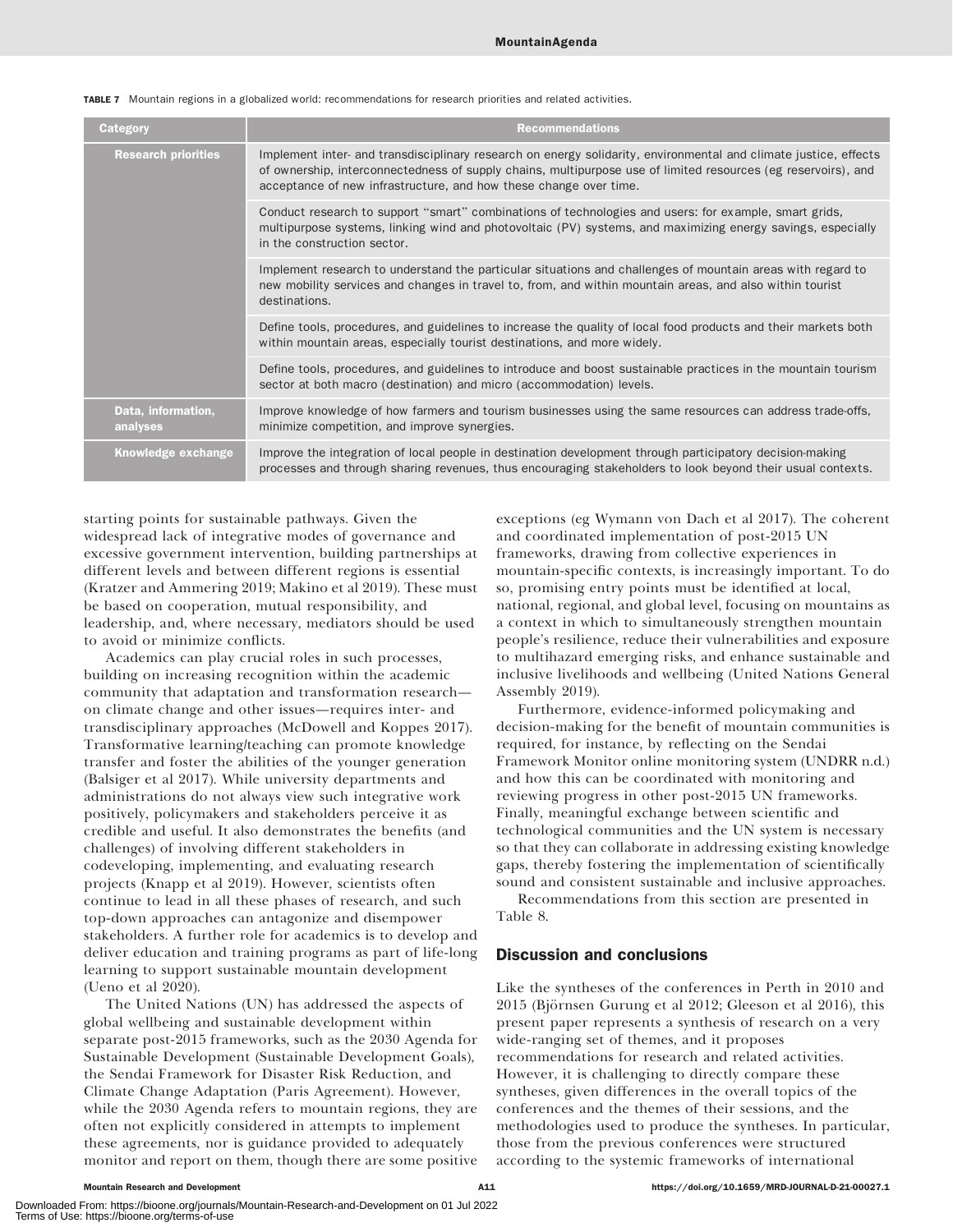**TABLE 7** Mountain regions in a globalized world: recommendations for research priorities and related activities.

| Category | Recommendations |
| --- | --- |
| Research priorities | Implement inter- and transdisciplinary research on energy solidarity, environmental and climate justice, effects of ownership, interconnectedness of supply chains, multipurpose use of limited resources (eg reservoirs), and acceptance of new infrastructure, and how these change over time. |
| | Conduct research to support "smart" combinations of technologies and users: for example, smart grids, multipurpose systems, linking wind and photovoltaic (PV) systems, and maximizing energy savings, especially in the construction sector. |
| | Implement research to understand the particular situations and challenges of mountain areas with regard to new mobility services and changes in travel to, from, and within mountain areas, and also within tourist destinations. |
| | Define tools, procedures, and guidelines to increase the quality of local food products and their markets both within mountain areas, especially tourist destinations, and more widely. |
| | Define tools, procedures, and guidelines to introduce and boost sustainable practices in the mountain tourism sector at both macro (destination) and micro (accommodation) levels. |
| Data, information, analyses | Improve knowledge of how farmers and tourism businesses using the same resources can address trade-offs, minimize competition, and improve synergies. |
| Knowledge exchange | Improve the integration of local people in destination development through participatory decision-making processes and through sharing revenues, thus encouraging stakeholders to look beyond their usual contexts. |

starting points for sustainable pathways. Given the widespread lack of integrative modes of governance and excessive government intervention, building partnerships at different levels and between different regions is essential (Kratzer and Ammering 2019; Makino et al 2019). These must be based on cooperation, mutual responsibility, and leadership, and, where necessary, mediators should be used to avoid or minimize conflicts.

Academics can play crucial roles in such processes, building on increasing recognition within the academic community that adaptation and transformation research—on climate change and other issues—requires inter- and transdisciplinary approaches (McDowell and Koppes 2017). Transformative learning/teaching can promote knowledge transfer and foster the abilities of the younger generation (Balsiger et al 2017). While university departments and administrations do not always view such integrative work positively, policymakers and stakeholders perceive it as credible and useful. It also demonstrates the benefits (and challenges) of involving different stakeholders in codeveloping, implementing, and evaluating research projects (Knapp et al 2019). However, scientists often continue to lead in all these phases of research, and such top-down approaches can antagonize and disempower stakeholders. A further role for academics is to develop and deliver education and training programs as part of life-long learning to support sustainable mountain development (Ueno et al 2020).

The United Nations (UN) has addressed the aspects of global wellbeing and sustainable development within separate post-2015 frameworks, such as the 2030 Agenda for Sustainable Development (Sustainable Development Goals), the Sendai Framework for Disaster Risk Reduction, and Climate Change Adaptation (Paris Agreement). However, while the 2030 Agenda refers to mountain regions, they are often not explicitly considered in attempts to implement these agreements, nor is guidance provided to adequately monitor and report on them, though there are some positive exceptions (eg Wymann von Dach et al 2017). The coherent and coordinated implementation of post-2015 UN frameworks, drawing from collective experiences in mountain-specific contexts, is increasingly important. To do so, promising entry points must be identified at local, national, regional, and global level, focusing on mountains as a context in which to simultaneously strengthen mountain people's resilience, reduce their vulnerabilities and exposure to multihazard emerging risks, and enhance sustainable and inclusive livelihoods and wellbeing (United Nations General Assembly 2019).

Furthermore, evidence-informed policymaking and decision-making for the benefit of mountain communities is required, for instance, by reflecting on the Sendai Framework Monitor online monitoring system (UNDRR n.d.) and how this can be coordinated with monitoring and reviewing progress in other post-2015 UN frameworks. Finally, meaningful exchange between scientific and technological communities and the UN system is necessary so that they can collaborate in addressing existing knowledge gaps, thereby fostering the implementation of scientifically sound and consistent sustainable and inclusive approaches.

Recommendations from this section are presented in Table 8.

## Discussion and conclusions

Like the syntheses of the conferences in Perth in 2010 and 2015 (Björnsen Gurung et al 2012; Gleeson et al 2016), this present paper represents a synthesis of research on a very wide-ranging set of themes, and it proposes recommendations for research and related activities. However, it is challenging to directly compare these syntheses, given differences in the overall topics of the conferences and the themes of their sessions, and the methodologies used to produce the syntheses. In particular, those from the previous conferences were structured according to the systemic frameworks of international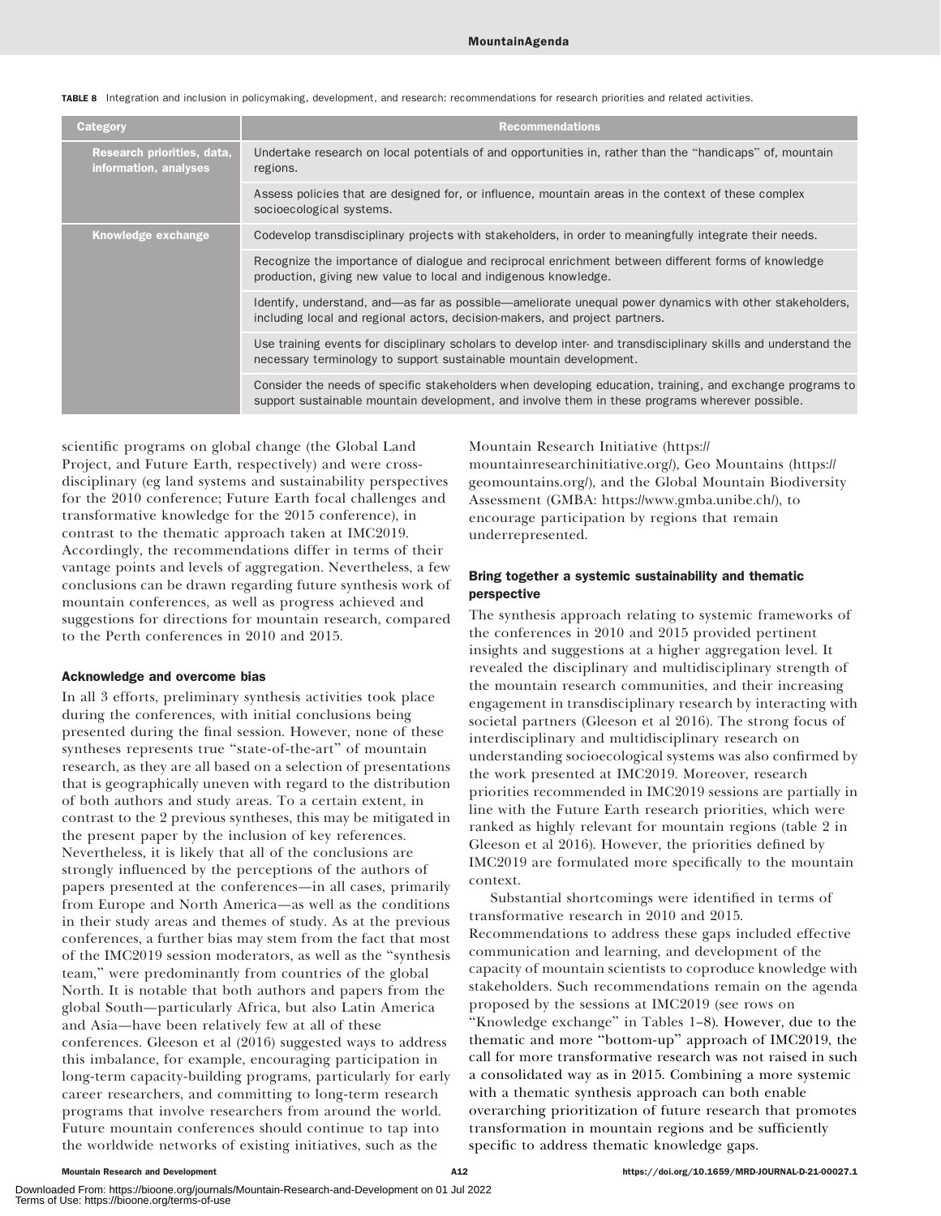**TABLE 8** Integration and inclusion in policymaking, development, and research: recommendations for research priorities and related activities.

| Category | Recommendations |
|---|---|
| Research priorities, data, information, analyses | Undertake research on local potentials of and opportunities in, rather than the "handicaps" of, mountain regions. |
| | Assess policies that are designed for, or influence, mountain areas in the context of these complex socioecological systems. |
| Knowledge exchange | Codevelop transdisciplinary projects with stakeholders, in order to meaningfully integrate their needs. |
| | Recognize the importance of dialogue and reciprocal enrichment between different forms of knowledge production, giving new value to local and indigenous knowledge. |
| | Identify, understand, and—as far as possible—ameliorate unequal power dynamics with other stakeholders, including local and regional actors, decision-makers, and project partners. |
| | Use training events for disciplinary scholars to develop inter- and transdisciplinary skills and understand the necessary terminology to support sustainable mountain development. |
| | Consider the needs of specific stakeholders when developing education, training, and exchange programs to support sustainable mountain development, and involve them in these programs wherever possible. |

scientific programs on global change (the Global Land Project, and Future Earth, respectively) and were cross-disciplinary (eg land systems and sustainability perspectives for the 2010 conference; Future Earth focal challenges and transformative knowledge for the 2015 conference), in contrast to the thematic approach taken at IMC2019. Accordingly, the recommendations differ in terms of their vantage points and levels of aggregation. Nevertheless, a few conclusions can be drawn regarding future synthesis work of mountain conferences, as well as progress achieved and suggestions for directions for mountain research, compared to the Perth conferences in 2010 and 2015.

#### Acknowledge and overcome bias

In all 3 efforts, preliminary synthesis activities took place during the conferences, with initial conclusions being presented during the final session. However, none of these syntheses represents true "state-of-the-art" of mountain research, as they are all based on a selection of presentations that is geographically uneven with regard to the distribution of both authors and study areas. To a certain extent, in contrast to the 2 previous syntheses, this may be mitigated in the present paper by the inclusion of key references. Nevertheless, it is likely that all of the conclusions are strongly influenced by the perceptions of the authors of papers presented at the conferences—in all cases, primarily from Europe and North America—as well as the conditions in their study areas and themes of study. As at the previous conferences, a further bias may stem from the fact that most of the IMC2019 session moderators, as well as the "synthesis team," were predominantly from countries of the global North. It is notable that both authors and papers from the global South—particularly Africa, but also Latin America and Asia—have been relatively few at all of these conferences. Gleeson et al (2016) suggested ways to address this imbalance, for example, encouraging participation in long-term capacity-building programs, particularly for early career researchers, and committing to long-term research programs that involve researchers from around the world. Future mountain conferences should continue to tap into the worldwide networks of existing initiatives, such as the Mountain Research Initiative (https://mountainresearchinitiative.org/), Geo Mountains (https://geomountains.org/), and the Global Mountain Biodiversity Assessment (GMBA: https://www.gmba.unibe.ch/), to encourage participation by regions that remain underrepresented.

#### Bring together a systemic sustainability and thematic perspective

The synthesis approach relating to systemic frameworks of the conferences in 2010 and 2015 provided pertinent insights and suggestions at a higher aggregation level. It revealed the disciplinary and multidisciplinary strength of the mountain research communities, and their increasing engagement in transdisciplinary research by interacting with societal partners (Gleeson et al 2016). The strong focus of interdisciplinary and multidisciplinary research on understanding socioecological systems was also confirmed by the work presented at IMC2019. Moreover, research priorities recommended in IMC2019 sessions are partially in line with the Future Earth research priorities, which were ranked as highly relevant for mountain regions (table 2 in Gleeson et al 2016). However, the priorities defined by IMC2019 are formulated more specifically to the mountain context.

Substantial shortcomings were identified in terms of transformative research in 2010 and 2015. Recommendations to address these gaps included effective communication and learning, and development of the capacity of mountain scientists to coproduce knowledge with stakeholders. Such recommendations remain on the agenda proposed by the sessions at IMC2019 (see rows on "Knowledge exchange" in Tables 1–8). However, due to the thematic and more "bottom-up" approach of IMC2019, the call for more transformative research was not raised in such a consolidated way as in 2015. Combining a more systemic with a thematic synthesis approach can both enable overarching prioritization of future research that promotes transformation in mountain regions and be sufficiently specific to address thematic knowledge gaps.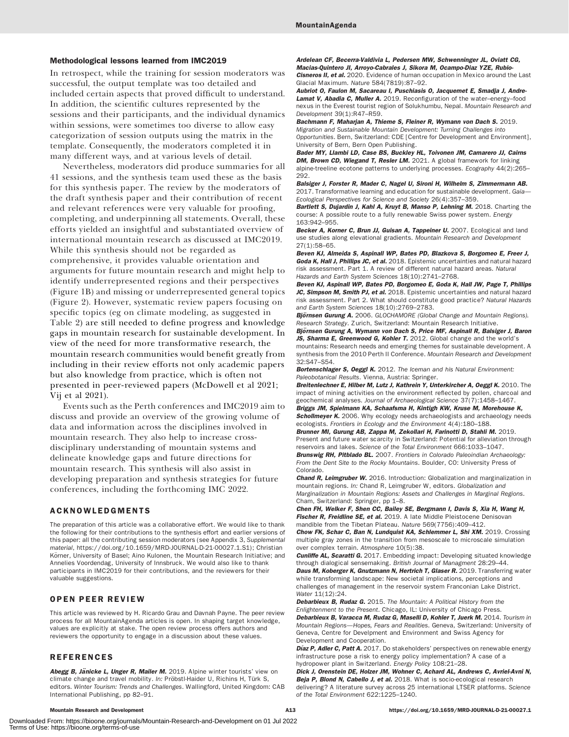### Methodological lessons learned from IMC2019

In retrospect, while the training for session moderators was successful, the output template was too detailed and included certain aspects that proved difficult to understand. In addition, the scientific cultures represented by the sessions and their participants, and the individual dynamics within sessions, were sometimes too diverse to allow easy categorization of session outputs using the matrix in the template. Consequently, the moderators completed it in many different ways, and at various levels of detail.

Nevertheless, moderators did produce summaries for all 41 sessions, and the synthesis team used these as the basis for this synthesis paper. The review by the moderators of the draft synthesis paper and their contribution of recent and relevant references were very valuable for proofing, completing, and underpinning all statements. Overall, these efforts yielded an insightful and substantiated overview of international mountain research as discussed at IMC2019. While this synthesis should not be regarded as comprehensive, it provides valuable orientation and arguments for future mountain research and might help to identify underrepresented regions and their perspectives (Figure 1B) and missing or underrepresented general topics (Figure 2). However, systematic review papers focusing on specific topics (eg on climate modeling, as suggested in Table 2) are still needed to define progress and knowledge gaps in mountain research for sustainable development. In view of the need for more transformative research, the mountain research communities would benefit greatly from including in their review efforts not only academic papers but also knowledge from practice, which is often not presented in peer-reviewed papers (McDowell et al 2021; Vij et al 2021).

Events such as the Perth conferences and IMC2019 aim to discuss and provide an overview of the growing volume of data and information across the disciplines involved in mountain research. They also help to increase cross-disciplinary understanding of mountain systems and delineate knowledge gaps and future directions for mountain research. This synthesis will also assist in developing preparation and synthesis strategies for future conferences, including the forthcoming IMC 2022.

## ACKNOWLEDGMENTS

The preparation of this article was a collaborative effort. We would like to thank the following for their contributions to the synthesis effort and earlier versions of this paper: all the contributing session moderators (see Appendix 3, *Supplemental material*, https://doi.org/10.1659/MRD-JOURNAL-D-21-00027.1.S1); Christian Körner, University of Basel; Aino Kulonen, the Mountain Research Initiative; and Annelies Voordendag, University of Innsbruck. We would also like to thank participants in IMC2019 for their contributions, and the reviewers for their valuable suggestions.

## OPEN PEER REVIEW

This article was reviewed by H. Ricardo Grau and Davnah Payne. The peer review process for all MountainAgenda articles is open. In shaping target knowledge, values are explicitly at stake. The open review process offers authors and reviewers the opportunity to engage in a discussion about these values.

## REFERENCES

**Abegg B, Jänicke L, Unger R, Mailer M.** 2019. Alpine winter tourists' view on climate change and travel mobility. *In:* Pröbstl-Haider U, Richins H, Türk S, editors. *Winter Tourism: Trends and Challenges*. Wallingford, United Kingdom: CAB International Publishing, pp 82–91.

**Ardelean CF, Becerra-Valdivia L, Pedersen MW, Schwenninger JL, Oviatt CG, Macías-Quintero JI, Arroyo-Cabrales J, Sikora M, Ocampo-Díaz YZE, Rubio-Cisneros II, et al.** 2020. Evidence of human occupation in Mexico around the Last Glacial Maximum. *Nature* 584(7819):87–92.

**Aubriot O, Faulon M, Sacareau I, Puschiasis O, Jacquemet E, Smadja J, Andre-Lamat V, Abadia C, Muller A.** 2019. Reconfiguration of the water–energy–food nexus in the Everest tourist region of Solukhumbu, Nepal. *Mountain Research and Development* 39(1):R47–R59.

**Bachmann F, Maharjan A, Thieme S, Fleiner R, Wymann von Dach S.** 2019. *Migration and Sustainable Mountain Development: Turning Challenges into Opportunities*. Bern, Switzerland: CDE [Centre for Development and Environment], University of Bern, Bern Open Publishing.

**Bader MY, Llambí LD, Case BS, Buckley HL, Toivonen JM, Camarero JJ, Cairns DM, Brown CD, Wiegand T, Resler LM.** 2021. A global framework for linking alpine-treeline ecotone patterns to underlying processes. *Ecography* 44(2):265–292.

**Balsiger J, Forster R, Mader C, Nagel U, Sironi H, Wilhelm S, Zimmermann AB.** 2017. Transformative learning and education for sustainable development. *Gaia—Ecological Perspectives for Science and Society* 26(4):357–359.

**Bartlett S, Dujardin J, Kahl A, Kruyt B, Manso P, Lehning M.** 2018. Charting the course: A possible route to a fully renewable Swiss power system. *Energy* 163:942–955.

**Becker A, Korner C, Brun JJ, Guisan A, Tappeiner U.** 2007. Ecological and land use studies along elevational gradients. *Mountain Research and Development* 27(1):58–65.

**Beven KJ, Almeida S, Aspinall WP, Bates PD, Blazkova S, Borgomeo E, Freer J, Goda K, Hall J, Phillips JC, et al.** 2018. Epistemic uncertainties and natural hazard risk assessment. Part 1. A review of different natural hazard areas. *Natural Hazards and Earth System Sciences* 18(10):2741–2768.

**Beven KJ, Aspinall WP, Bates PD, Borgomeo E, Goda K, Hall JW, Page T, Phillips JC, Simpson M, Smith PJ, et al.** 2018. Epistemic uncertainties and natural hazard risk assessment. Part 2. What should constitute good practice? *Natural Hazards and Earth System Sciences* 18(10):2769–2783.

**Björnsen Gurung A.** 2006. *GLOCHAMORE (Global Change and Mountain Regions). Research Strategy*. Zurich, Switzerland: Mountain Research Initiative.

**Björnsen Gurung A, Wymann von Dach S, Price MF, Aspinall R, Balsiger J, Baron JS, Sharma E, Greenwood G, Kohler T.** 2012. Global change and the world's mountains: Research needs and emerging themes for sustainable development. A synthesis from the 2010 Perth II Conference. *Mountain Research and Development* 32:S47–S54.

**Bortenschlager S, Oeggl K.** 2012. *The Iceman and his Natural Environment: Paleobotanical Results*. Vienna, Austria: Springer.

**Breitenlechner E, Hilber M, Lutz J, Kathrein Y, Unterkircher A, Oeggl K.** 2010. The impact of mining activities on the environment reflected by pollen, charcoal and geochemical analyses. *Journal of Archaeological Science* 37(7):1458–1467.

**Briggs JM, Spielmann KA, Schaafsma H, Kintigh KW, Kruse M, Morehouse K, Schollmeyer K.** 2006. Why ecology needs archaeologists and archaeology needs ecologists. *Frontiers in Ecology and the Environment* 4(4):180–188.

**Brunner MI, Gurung AB, Zappa M, Zekollari H, Farinotti D, Stahli M.** 2019. Present and future water scarcity in Switzerland: Potential for alleviation through reservoirs and lakes. *Science of the Total Environment* 666:1033–1047.

**Brunswig RH, Pitblado BL.** 2007. *Frontiers in Colorado Paleoindian Archaeology: From the Dent Site to the Rocky Mountains*. Boulder, CO: University Press of Colorado.

**Chand R, Leimgruber W.** 2016. Introduction: Globalization and marginalization in mountain regions. *In:* Chand R, Leimgruber W, editors. *Globalization and Marginalization in Mountain Regions: Assets and Challenges in Marginal Regions*. Cham, Switzerland: Springer, pp 1–8.

**Chen FH, Welker F, Shen CC, Bailey SE, Bergmann I, Davis S, Xia H, Wang H, Fischer R, Freidline SE, et al.** 2019. A late Middle Pleistocene Denisovan mandible from the Tibetan Plateau. *Nature* 569(7756):409–412.

**Chow FK, Schar C, Ban N, Lundquist KA, Schlemmer L, Shi XM.** 2019. Crossing multiple gray zones in the transition from mesoscale to microscale simulation over complex terrain. *Atmosphere* 10(5):38.

**Cunliffe AL, Scaratti G.** 2017. Embedding impact: Developing situated knowledge through dialogical sensemaking. *British Journal of Managment* 28:29–44.

**Daus M, Koberger K, Gnutzmann N, Hertrich T, Glaser R.** 2019. Transferring water while transforming landscape: New societal implications, perceptions and challenges of management in the reservoir system Franconian Lake District. *Water* 11(12):24.

**Debarbieux B, Rudaz G.** 2015. *The Mountain: A Political History from the Enlightenment to the Present*. Chicago, IL: University of Chicago Press.

**Debarbieux B, Varacca M, Rudaz G, Maselli D, Kohler T, Juerk M.** 2014. *Tourism in Mountain Regions—Hopes, Fears and Realities*. Geneva, Switzerland: University of Geneva, Centre for Develpment and Environment and Swiss Agency for Development and Cooperation.

**Díaz P, Adler C, Patt A.** 2017. Do stakeholders' perspectives on renewable energy infrastructure pose a risk to energy policy implementation? A case of a hydropower plant in Switzerland. *Energy Policy* 108:21–28.

**Dick J, Orenstein DE, Holzer JM, Wohner C, Achard AL, Andrews C, Avriel-Avni N, Beja P, Blond N, Cabello J, et al.** 2018. What is socio-ecological research delivering? A literature survey across 25 international LTSER platforms. *Science of the Total Environment* 622:1225–1240.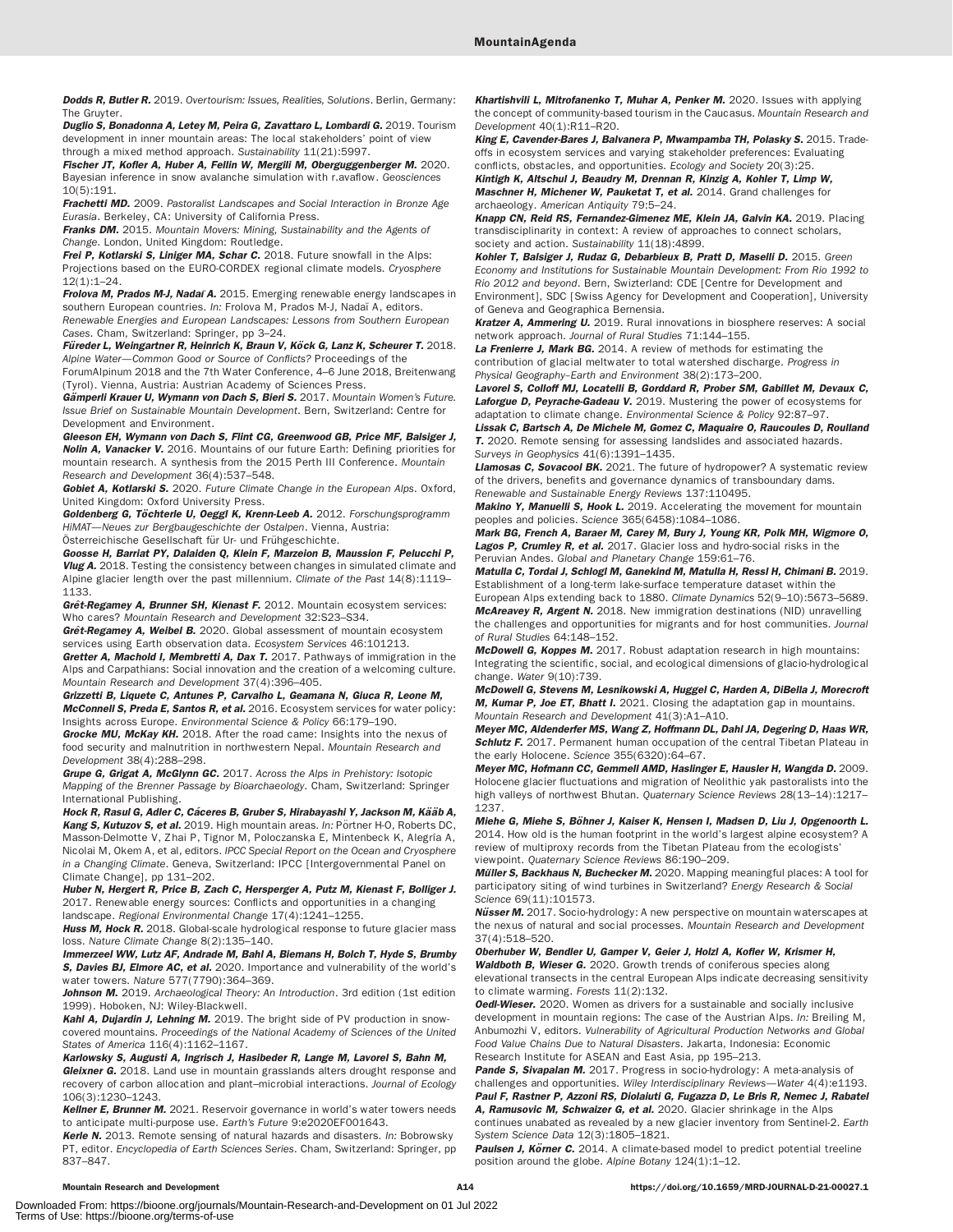**Dodds R, Butler R.** 2019. *Overtourism: Issues, Realities, Solutions*. Berlin, Germany: The Gruyter.

**Duglio S, Bonadonna A, Letey M, Peira G, Zavattaro L, Lombardi G.** 2019. Tourism development in inner mountain areas: The local stakeholders' point of view through a mixed method approach. *Sustainability* 11(21):5997.

**Fischer JT, Kofler A, Huber A, Fellin W, Mergili M, Oberguggenberger M.** 2020. Bayesian inference in snow avalanche simulation with r.avaflow. *Geosciences* 10(5):191.

**Frachetti MD.** 2009. *Pastoralist Landscapes and Social Interaction in Bronze Age Eurasia*. Berkeley, CA: University of California Press.

**Franks DM.** 2015. *Mountain Movers: Mining, Sustainability and the Agents of Change*. London, United Kingdom: Routledge.

**Frei P, Kotlarski S, Liniger MA, Schar C.** 2018. Future snowfall in the Alps: Projections based on the EURO-CORDEX regional climate models. *Cryosphere* 12(1):1–24.

**Frolova M, Prados M-J, Nadaï A.** 2015. Emerging renewable energy landscapes in southern European countries. *In:* Frolova M, Prados M-J, Nadaï A, editors. *Renewable Energies and European Landscapes: Lessons from Southern European Cases*. Cham, Switzerland: Springer, pp 3–24.

**Füreder L, Weingartner R, Heinrich K, Braun V, Köck G, Lanz K, Scheurer T.** 2018. *Alpine Water—Common Good or Source of Conflicts?* Proceedings of the ForumAlpinum 2018 and the 7th Water Conference, 4–6 June 2018, Breitenwang (Tyrol). Vienna, Austria: Austrian Academy of Sciences Press.

**Gämperli Krauer U, Wymann von Dach S, Bieri S.** 2017. *Mountain Women's Future. Issue Brief on Sustainable Mountain Development*. Bern, Switzerland: Centre for Development and Environment.

**Gleeson EH, Wymann von Dach S, Flint CG, Greenwood GB, Price MF, Balsiger J, Nolin A, Vanacker V.** 2016. Mountains of our future Earth: Defining priorities for mountain research. A synthesis from the 2015 Perth III Conference. *Mountain Research and Development* 36(4):537–548.

**Gobiet A, Kotlarski S.** 2020. *Future Climate Change in the European Alps*. Oxford, United Kingdom: Oxford University Press.

**Goldenberg G, Töchterle U, Oeggl K, Krenn-Leeb A.** 2012. *Forschungsprogramm HiMAT—Neues zur Bergbaugeschichte der Ostalpen*. Vienna, Austria: Österreichische Gesellschaft für Ur- und Frühgeschichte.

**Goosse H, Barriat PY, Dalaiden Q, Klein F, Marzeion B, Maussion F, Pelucchi P, Vlug A.** 2018. Testing the consistency between changes in simulated climate and Alpine glacier length over the past millennium. *Climate of the Past* 14(8):1119–1133.

**Grêt-Regamey A, Brunner SH, Kienast F.** 2012. Mountain ecosystem services: Who cares? *Mountain Research and Development* 32:S23–S34.

**Grêt-Regamey A, Weibel B.** 2020. Global assessment of mountain ecosystem services using Earth observation data. *Ecosystem Services* 46:101213.

**Gretter A, Machold I, Membretti A, Dax T.** 2017. Pathways of immigration in the Alps and Carpathians: Social innovation and the creation of a welcoming culture. *Mountain Research and Development* 37(4):396–405.

**Grizzetti B, Liquete C, Antunes P, Carvalho L, Geamana N, Giuca R, Leone M, McConnell S, Preda E, Santos R, et al.** 2016. Ecosystem services for water policy: Insights across Europe. *Environmental Science & Policy* 66:179–190.

**Grocke MU, McKay KH.** 2018. After the road came: Insights into the nexus of food security and malnutrition in northwestern Nepal. *Mountain Research and Development* 38(4):288–298.

**Grupe G, Grigat A, McGlynn GC.** 2017. *Across the Alps in Prehistory: Isotopic Mapping of the Brenner Passage by Bioarchaeology*. Cham, Switzerland: Springer International Publishing.

**Hock R, Rasul G, Adler C, Cáceres B, Gruber S, Hirabayashi Y, Jackson M, Kääb A, Kang S, Kutuzov S, et al.** 2019. High mountain areas. *In:* Pörtner H-O, Roberts DC, Masson-Delmotte V, Zhai P, Tignor M, Poloczanska E, Mintenbeck K, Alegría A, Nicolai M, Okem A, et al, editors. *IPCC Special Report on the Ocean and Cryosphere in a Changing Climate*. Geneva, Switzerland: IPCC [Intergovernmental Panel on Climate Change], pp 131–202.

**Huber N, Hergert R, Price B, Zach C, Hersperger A, Putz M, Kienast F, Bolliger J.** 2017. Renewable energy sources: Conflicts and opportunities in a changing landscape. *Regional Environmental Change* 17(4):1241–1255.

**Huss M, Hock R.** 2018. Global-scale hydrological response to future glacier mass loss. *Nature Climate Change* 8(2):135–140.

**Immerzeel WW, Lutz AF, Andrade M, Bahl A, Biemans H, Bolch T, Hyde S, Brumby S, Davies BJ, Elmore AC, et al.** 2020. Importance and vulnerability of the world's water towers. *Nature* 577(7790):364–369.

**Johnson M.** 2019. *Archaeological Theory: An Introduction*. 3rd edition (1st edition 1999). Hoboken, NJ: Wiley-Blackwell.

**Kahl A, Dujardin J, Lehning M.** 2019. The bright side of PV production in snow-covered mountains. *Proceedings of the National Academy of Sciences of the United States of America* 116(4):1162–1167.

**Karlowsky S, Augusti A, Ingrisch J, Hasibeder R, Lange M, Lavorel S, Bahn M, Gleixner G.** 2018. Land use in mountain grasslands alters drought response and recovery of carbon allocation and plant–microbial interactions. *Journal of Ecology* 106(3):1230–1243.

**Kellner E, Brunner M.** 2021. Reservoir governance in world's water towers needs to anticipate multi-purpose use. *Earth's Future* 9:e2020EF001643.

**Kerle N.** 2013. Remote sensing of natural hazards and disasters. *In:* Bobrowsky PT, editor. *Encyclopedia of Earth Sciences Series*. Cham, Switzerland: Springer, pp 837–847.

**Khartishvili L, Mitrofanenko T, Muhar A, Penker M.** 2020. Issues with applying the concept of community-based tourism in the Caucasus. *Mountain Research and Development* 40(1):R11–R20.

**King E, Cavender-Bares J, Balvanera P, Mwampamba TH, Polasky S.** 2015. Trade-offs in ecosystem services and varying stakeholder preferences: Evaluating conflicts, obstacles, and opportunities. *Ecology and Society* 20(3):25.

**Kintigh K, Altschul J, Beaudry M, Drennan R, Kinzig A, Kohler T, Limp W, Maschner H, Michener W, Pauketat T, et al.** 2014. Grand challenges for archaeology. *American Antiquity* 79:5–24.

**Knapp CN, Reid RS, Fernandez-Gimenez ME, Klein JA, Galvin KA.** 2019. Placing transdisciplinarity in context: A review of approaches to connect scholars, society and action. *Sustainability* 11(18):4899.

**Kohler T, Balsiger J, Rudaz G, Debarbieux B, Pratt D, Maselli D.** 2015. *Green Economy and Institutions for Sustainable Mountain Development: From Rio 1992 to Rio 2012 and beyond*. Bern, Switzerland: CDE [Centre for Development and Environment], SDC [Swiss Agency for Development and Cooperation], University of Geneva and Geographica Bernensia.

**Kratzer A, Ammering U.** 2019. Rural innovations in biosphere reserves: A social network approach. *Journal of Rural Studies* 71:144–155.

**La Frenierre J, Mark BG.** 2014. A review of methods for estimating the contribution of glacial meltwater to total watershed discharge. *Progress in Physical Geography–Earth and Environment* 38(2):173–200.

**Lavorel S, Colloff MJ, Locatelli B, Gorddard R, Prober SM, Gabillet M, Devaux C, Laforgue D, Peyrache-Gadeau V.** 2019. Mustering the power of ecosystems for adaptation to climate change. *Environmental Science & Policy* 92:87–97.

**Lissak C, Bartsch A, De Michele M, Gomez C, Maquaire O, Raucoules D, Roulland T.** 2020. Remote sensing for assessing landslides and associated hazards. *Surveys in Geophysics* 41(6):1391–1435.

**Llamosas C, Sovacool BK.** 2021. The future of hydropower? A systematic review of the drivers, benefits and governance dynamics of transboundary dams. *Renewable and Sustainable Energy Reviews* 137:110495.

**Makino Y, Manuelli S, Hook L.** 2019. Accelerating the movement for mountain peoples and policies. *Science* 365(6458):1084–1086.

**Mark BG, French A, Baraer M, Carey M, Bury J, Young KR, Polk MH, Wigmore O, Lagos P, Crumley R, et al.** 2017. Glacier loss and hydro-social risks in the Peruvian Andes. *Global and Planetary Change* 159:61–76.

**Matulla C, Tordai J, Schlogl M, Ganekind M, Matulla H, Ressl H, Chimani B.** 2019. Establishment of a long-term lake-surface temperature dataset within the European Alps extending back to 1880. *Climate Dynamics* 52(9–10):5673–5689.

**McAreavey R, Argent N.** 2018. New immigration destinations (NID) unravelling the challenges and opportunities for migrants and for host communities. *Journal of Rural Studies* 64:148–152.

**McDowell G, Koppes M.** 2017. Robust adaptation research in high mountains: Integrating the scientific, social, and ecological dimensions of glacio-hydrological change. *Water* 9(10):739.

**McDowell G, Stevens M, Lesnikowski A, Huggel C, Harden A, DiBella J, Morecroft M, Kumar P, Joe ET, Bhatt I.** 2021. Closing the adaptation gap in mountains. *Mountain Research and Development* 41(3):A1–A10.

**Meyer MC, Aldenderfer MS, Wang Z, Hoffmann DL, Dahl JA, Degering D, Haas WR, Schlutz F.** 2017. Permanent human occupation of the central Tibetan Plateau in the early Holocene. *Science* 355(6320):64–67.

**Meyer MC, Hofmann CC, Gemmell AMD, Haslinger E, Hausler H, Wangda D.** 2009. Holocene glacier fluctuations and migration of Neolithic yak pastoralists into the high valleys of northwest Bhutan. *Quaternary Science Reviews* 28(13–14):1217–1237.

**Miehe G, Miehe S, Böhner J, Kaiser K, Hensen I, Madsen D, Liu J, Opgenoorth L.** 2014. How old is the human footprint in the world's largest alpine ecosystem? A review of multiproxy records from the Tibetan Plateau from the ecologists' viewpoint. *Quaternary Science Reviews* 86:190–209.

**Müller S, Backhaus N, Buchecker M.** 2020. Mapping meaningful places: A tool for participatory siting of wind turbines in Switzerland? *Energy Research & Social Science* 69(11):101573.

**Nüsser M.** 2017. Socio-hydrology: A new perspective on mountain waterscapes at the nexus of natural and social processes. *Mountain Research and Development* 37(4):518–520.

**Oberhuber W, Bendler U, Gamper V, Geier J, Holzl A, Kofler W, Krismer H, Waldboth B, Wieser G.** 2020. Growth trends of coniferous species along elevational transects in the central European Alps indicate decreasing sensitivity to climate warming. *Forests* 11(2):132.

**Oedl-Wieser.** 2020. Women as drivers for a sustainable and socially inclusive development in mountain regions: The case of the Austrian Alps. *In:* Breiling M, Anbumozhi V, editors. *Vulnerability of Agricultural Production Networks and Global Food Value Chains Due to Natural Disasters*. Jakarta, Indonesia: Economic Research Institute for ASEAN and East Asia, pp 195–213.

**Pande S, Sivapalan M.** 2017. Progress in socio-hydrology: A meta-analysis of challenges and opportunities. *Wiley Interdisciplinary Reviews—Water* 4(4):e1193.

**Paul F, Rastner P, Azzoni RS, Diolaiuti G, Fugazza D, Le Bris R, Nemec J, Rabatel A, Ramusovic M, Schwaizer G, et al.** 2020. Glacier shrinkage in the Alps continues unabated as revealed by a new glacier inventory from Sentinel-2. *Earth System Science Data* 12(3):1805–1821.

**Paulsen J, Körner C.** 2014. A climate-based model to predict potential treeline position around the globe. *Alpine Botany* 124(1):1–12.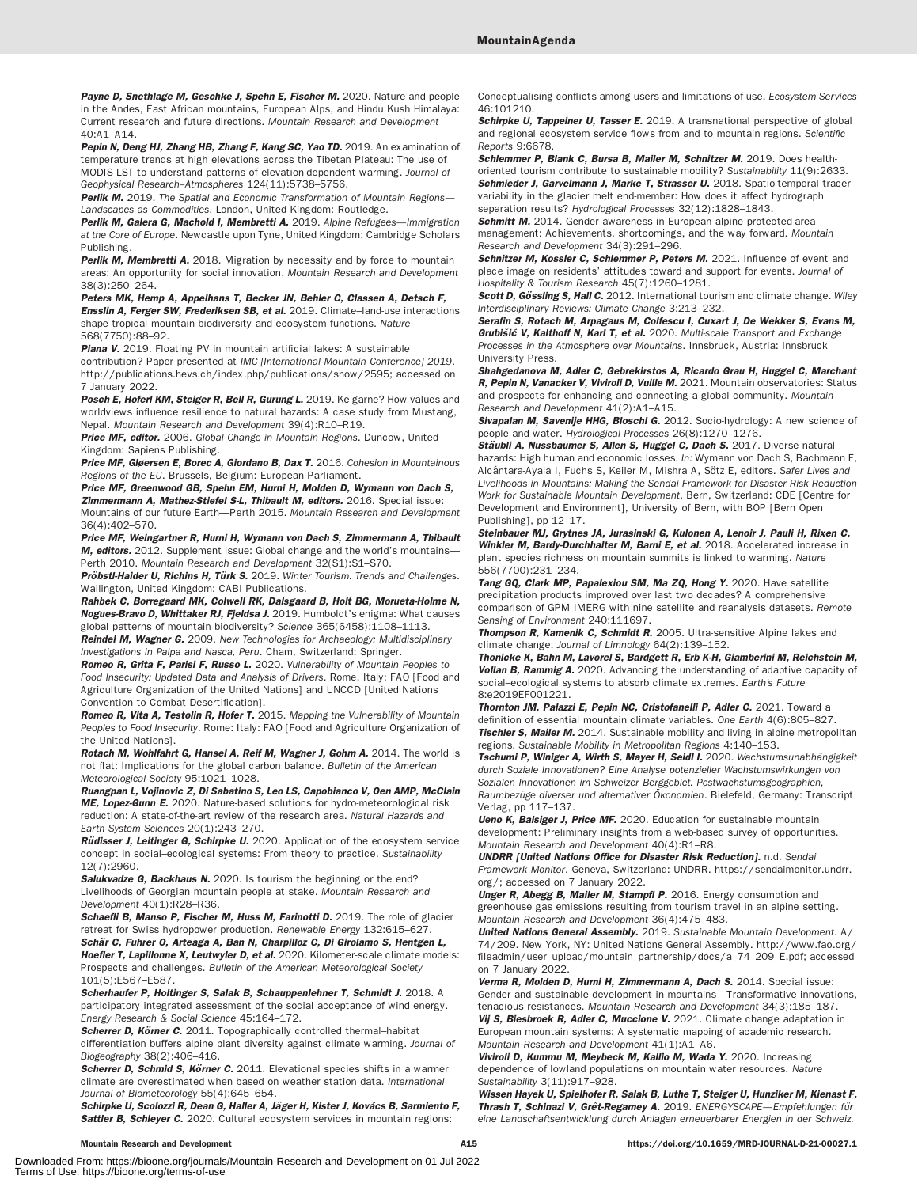***Payne D, Snethlage M, Geschke J, Spehn E, Fischer M.*** 2020. Nature and people in the Andes, East African mountains, European Alps, and Hindu Kush Himalaya: Current research and future directions. *Mountain Research and Development* 40:A1–A14.

***Pepin N, Deng HJ, Zhang HB, Zhang F, Kang SC, Yao TD.*** 2019. An examination of temperature trends at high elevations across the Tibetan Plateau: The use of MODIS LST to understand patterns of elevation-dependent warming. *Journal of Geophysical Research–Atmospheres* 124(11):5738–5756.

***Perlik M.*** 2019. *The Spatial and Economic Transformation of Mountain Regions—Landscapes as Commodities*. London, United Kingdom: Routledge.

***Perlik M, Galera G, Machold I, Membretti A.*** 2019. *Alpine Refugees—Immigration at the Core of Europe*. Newcastle upon Tyne, United Kingdom: Cambridge Scholars Publishing.

***Perlik M, Membretti A.*** 2018. Migration by necessity and by force to mountain areas: An opportunity for social innovation. *Mountain Research and Development* 38(3):250–264.

***Peters MK, Hemp A, Appelhans T, Becker JN, Behler C, Classen A, Detsch F, Ensslin A, Ferger SW, Frederiksen SB, et al.*** 2019. Climate–land-use interactions shape tropical mountain biodiversity and ecosystem functions. *Nature* 568(7750):88–92.

***Piana V.*** 2019. Floating PV in mountain artificial lakes: A sustainable contribution? Paper presented at *IMC [International Mountain Conference] 2019*. http://publications.hevs.ch/index.php/publications/show/2595; accessed on 7 January 2022.

***Posch E, Hoferl KM, Steiger R, Bell R, Gurung L.*** 2019. Ke garne? How values and worldviews influence resilience to natural hazards: A case study from Mustang, Nepal. *Mountain Research and Development* 39(4):R10–R19.

***Price MF, editor.*** 2006. *Global Change in Mountain Regions*. Duncow, United Kingdom: Sapiens Publishing.

***Price MF, Gløersen E, Borec A, Giordano B, Dax T.*** 2016. *Cohesion in Mountainous Regions of the EU*. Brussels, Belgium: European Parliament.

***Price MF, Greenwood GB, Spehn EM, Hurni H, Molden D, Wymann von Dach S, Zimmermann A, Mathez-Stiefel S-L, Thibault M, editors.*** 2016. Special issue: Mountains of our future Earth—Perth 2015. *Mountain Research and Development* 36(4):402–570.

***Price MF, Weingartner R, Hurni H, Wymann von Dach S, Zimmermann A, Thibault M, editors.*** 2012. Supplement issue: Global change and the world's mountains—Perth 2010. *Mountain Research and Development* 32(S1):S1–S70.

***Pröbstl-Haider U, Richins H, Türk S.*** 2019. *Winter Tourism. Trends and Challenges*. Wallington, United Kingdom: CABI Publications.

***Rahbek C, Borregaard MK, Colwell RK, Dalsgaard B, Holt BG, Morueta-Holme N, Nogues-Bravo D, Whittaker RJ, Fjeldsa J.*** 2019. Humboldt's enigma: What causes global patterns of mountain biodiversity? *Science* 365(6458):1108–1113.

***Reindel M, Wagner G.*** 2009. *New Technologies for Archaeology: Multidisciplinary Investigations in Palpa and Nasca, Peru*. Cham, Switzerland: Springer.

***Romeo R, Grita F, Parisi F, Russo L.*** 2020. *Vulnerability of Mountain Peoples to Food Insecurity: Updated Data and Analysis of Drivers*. Rome, Italy: FAO [Food and Agriculture Organization of the United Nations] and UNCCD [United Nations Convention to Combat Desertification].

***Romeo R, Vita A, Testolin R, Hofer T.*** 2015. *Mapping the Vulnerability of Mountain Peoples to Food Insecurity*. Rome: Italy: FAO [Food and Agriculture Organization of the United Nations].

***Rotach M, Wohlfahrt G, Hansel A, Reif M, Wagner J, Gohm A.*** 2014. The world is not flat: Implications for the global carbon balance. *Bulletin of the American Meteorological Society* 95:1021–1028.

***Ruangpan L, Vojinovic Z, Di Sabatino S, Leo LS, Capobianco V, Oen AMP, McClain ME, Lopez-Gunn E.*** 2020. Nature-based solutions for hydro-meteorological risk reduction: A state-of-the-art review of the research area. *Natural Hazards and Earth System Sciences* 20(1):243–270.

***Rüdisser J, Leitinger G, Schirpke U.*** 2020. Application of the ecosystem service concept in social–ecological systems: From theory to practice. *Sustainability* 12(7):2960.

***Salukvadze G, Backhaus N.*** 2020. Is tourism the beginning or the end? Livelihoods of Georgian mountain people at stake. *Mountain Research and Development* 40(1):R28–R36.

***Schaefli B, Manso P, Fischer M, Huss M, Farinotti D.*** 2019. The role of glacier retreat for Swiss hydropower production. *Renewable Energy* 132:615–627.

***Schär C, Fuhrer O, Arteaga A, Ban N, Charpilloz C, Di Girolamo S, Hentgen L, Hoefler T, Lapillonne X, Leutwyler D, et al.*** 2020. Kilometer-scale climate models: Prospects and challenges. *Bulletin of the American Meteorological Society* 101(5):E567–E587.

***Scherhaufer P, Holtinger S, Salak B, Schauppenlehner T, Schmidt J.*** 2018. A participatory integrated assessment of the social acceptance of wind energy. *Energy Research & Social Science* 45:164–172.

***Scherrer D, Körner C.*** 2011. Topographically controlled thermal–habitat differentiation buffers alpine plant diversity against climate warming. *Journal of Biogeography* 38(2):406–416.

***Scherrer D, Schmid S, Körner C.*** 2011. Elevational species shifts in a warmer climate are overestimated when based on weather station data. *International Journal of Biometeorology* 55(4):645–654.

***Schirpke U, Scolozzi R, Dean G, Haller A, Jäger H, Kister J, Kovács B, Sarmiento F, Sattler B, Schleyer C.*** 2020. Cultural ecosystem services in mountain regions: Conceptualising conflicts among users and limitations of use. *Ecosystem Services* 46:101210.

***Schirpke U, Tappeiner U, Tasser E.*** 2019. A transnational perspective of global and regional ecosystem service flows from and to mountain regions. *Scientific Reports* 9:6678.

***Schlemmer P, Blank C, Bursa B, Mailer M, Schnitzer M.*** 2019. Does health-oriented tourism contribute to sustainable mobility? *Sustainability* 11(9):2633.

***Schmieder J, Garvelmann J, Marke T, Strasser U.*** 2018. Spatio-temporal tracer variability in the glacier melt end-member: How does it affect hydrograph separation results? *Hydrological Processes* 32(12):1828–1843.

***Schmitt M.*** 2014. Gender awareness in European alpine protected-area management: Achievements, shortcomings, and the way forward. *Mountain Research and Development* 34(3):291–296.

***Schnitzer M, Kossler C, Schlemmer P, Peters M.*** 2021. Influence of event and place image on residents' attitudes toward and support for events. *Journal of Hospitality & Tourism Research* 45(7):1260–1281.

***Scott D, Gössling S, Hall C.*** 2012. International tourism and climate change. *Wiley Interdisciplinary Reviews: Climate Change* 3:213–232.

***Serafin S, Rotach M, Arpagaus M, Colfescu I, Cuxart J, De Wekker S, Evans M, Grubišić V, Kalthoff N, Karl T, et al.*** 2020. *Multi-scale Transport and Exchange Processes in the Atmosphere over Mountains*. Innsbruck, Austria: Innsbruck University Press.

***Shahgedanova M, Adler C, Gebrekirstos A, Ricardo Grau H, Huggel C, Marchant R, Pepin N, Vanacker V, Viviroli D, Vuille M.*** 2021. Mountain observatories: Status and prospects for enhancing and connecting a global community. *Mountain Research and Development* 41(2):A1–A15.

***Sivapalan M, Savenije HHG, Bloschl G.*** 2012. Socio-hydrology: A new science of people and water. *Hydrological Processes* 26(8):1270–1276.

***Stäubli A, Nussbaumer S, Allen S, Huggel C, Dach S.*** 2017. Diverse natural hazards: High human and economic losses. *In:* Wymann von Dach S, Bachmann F, Alcántara-Ayala I, Fuchs S, Keiler M, Mishra A, Sötz E, editors. *Safer Lives and Livelihoods in Mountains: Making the Sendai Framework for Disaster Risk Reduction Work for Sustainable Mountain Development*. Bern, Switzerland: CDE [Centre for Development and Environment], University of Bern, with BOP [Bern Open Publishing], pp 12–17.

***Steinbauer MJ, Grytnes JA, Jurasinski G, Kulonen A, Lenoir J, Pauli H, Rixen C, Winkler M, Bardy-Durchhalter M, Barni E, et al.*** 2018. Accelerated increase in plant species richness on mountain summits is linked to warming. *Nature* 556(7700):231–234.

***Tang GQ, Clark MP, Papalexiou SM, Ma ZQ, Hong Y.*** 2020. Have satellite precipitation products improved over last two decades? A comprehensive comparison of GPM IMERG with nine satellite and reanalysis datasets. *Remote Sensing of Environment* 240:111697.

***Thompson R, Kamenik C, Schmidt R.*** 2005. Ultra-sensitive Alpine lakes and climate change. *Journal of Limnology* 64(2):139–152.

***Thonicke K, Bahn M, Lavorel S, Bardgett R, Erb K-H, Giamberini M, Reichstein M, Vollan B, Rammig A.*** 2020. Advancing the understanding of adaptive capacity of social–ecological systems to absorb climate extremes. *Earth's Future* 8:e2019EF001221.

***Thornton JM, Palazzi E, Pepin NC, Cristofanelli P, Adler C.*** 2021. Toward a definition of essential mountain climate variables. *One Earth* 4(6):805–827.

***Tischler S, Mailer M.*** 2014. Sustainable mobility and living in alpine metropolitan regions. *Sustainable Mobility in Metropolitan Regions* 4:140–153.

***Tschumi P, Winiger A, Wirth S, Mayer H, Seidl I.*** 2020. *Wachstumsunabhängigkeit durch Soziale Innovationen? Eine Analyse potenzieller Wachstumswirkungen von Sozialen Innovationen im Schweizer Berggebiet. Postwachstumsgeographien, Raumbezüge diverser und alternativer Ökonomien*. Bielefeld, Germany: Transcript Verlag, pp 117–137.

***Ueno K, Balsiger J, Price MF.*** 2020. Education for sustainable mountain development: Preliminary insights from a web-based survey of opportunities. *Mountain Research and Development* 40(4):R1–R8.

***UNDRR [United Nations Office for Disaster Risk Reduction].*** n.d. *Sendai Framework Monitor*. Geneva, Switzerland: UNDRR. https://sendaimonitor.undrr.org/; accessed on 7 January 2022.

***Unger R, Abegg B, Mailer M, Stampfl P.*** 2016. Energy consumption and greenhouse gas emissions resulting from tourism travel in an alpine setting. *Mountain Research and Development* 36(4):475–483.

***United Nations General Assembly.*** 2019. *Sustainable Mountain Development*. A/74/209. New York, NY: United Nations General Assembly. http://www.fao.org/fileadmin/user_upload/mountain_partnership/docs/a_74_209_E.pdf; accessed on 7 January 2022.

***Verma R, Molden D, Hurni H, Zimmermann A, Dach S.*** 2014. Special issue: Gender and sustainable development in mountains—Transformative innovations, tenacious resistances. *Mountain Research and Development* 34(3):185–187.

***Vij S, Biesbroek R, Adler C, Muccione V.*** 2021. Climate change adaptation in European mountain systems: A systematic mapping of academic research. *Mountain Research and Development* 41(1):A1–A6.

***Viviroli D, Kummu M, Meybeck M, Kallio M, Wada Y.*** 2020. Increasing dependence of lowland populations on mountain water resources. *Nature Sustainability* 3(11):917–928.

***Wissen Hayek U, Spielhofer R, Salak B, Luthe T, Steiger U, Hunziker M, Kienast F, Thrash T, Schinazi V, Grêt-Regamey A.*** 2019. *ENERGYSCAPE—Empfehlungen für eine Landschaftsentwicklung durch Anlagen erneuerbarer Energien in der Schweiz.*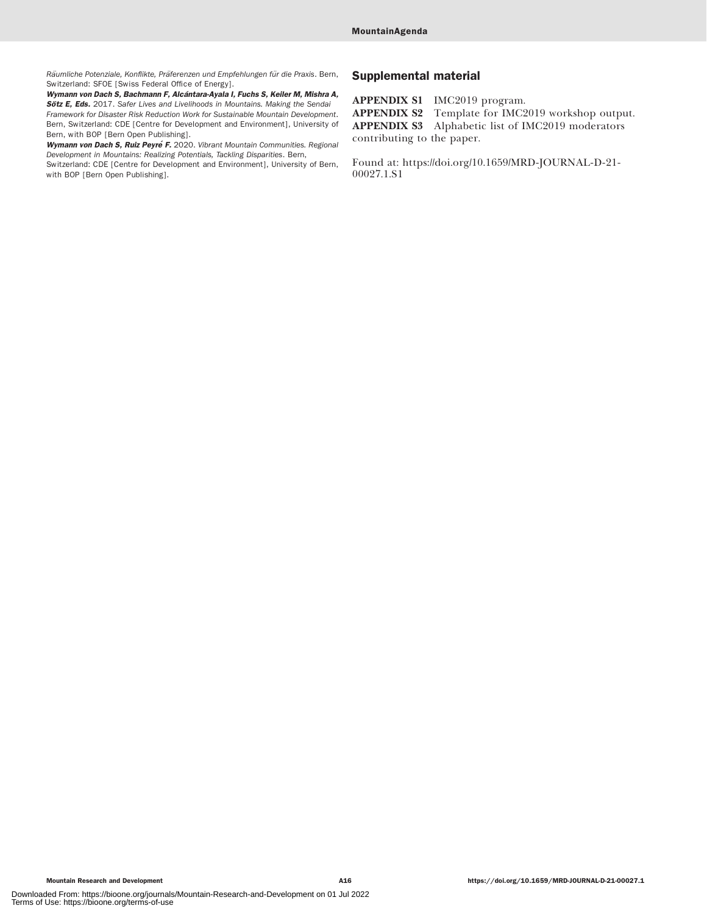*Räumliche Potenziale, Konflikte, Präferenzen und Empfehlungen für die Praxis*. Bern, Switzerland: SFOE [Swiss Federal Office of Energy].

***Wymann von Dach S, Bachmann F, Alcántara-Ayala I, Fuchs S, Keiler M, Mishra A, Sötz E, Eds.*** 2017. *Safer Lives and Livelihoods in Mountains. Making the Sendai Framework for Disaster Risk Reduction Work for Sustainable Mountain Development*. Bern, Switzerland: CDE [Centre for Development and Environment], University of Bern, with BOP [Bern Open Publishing].

***Wymann von Dach S, Ruiz Peyré F.*** 2020. *Vibrant Mountain Communities. Regional Development in Mountains: Realizing Potentials, Tackling Disparities*. Bern, Switzerland: CDE [Centre for Development and Environment], University of Bern, with BOP [Bern Open Publishing].

## Supplemental material

**APPENDIX S1** IMC2019 program.
**APPENDIX S2** Template for IMC2019 workshop output.
**APPENDIX S3** Alphabetic list of IMC2019 moderators contributing to the paper.

Found at: https://doi.org/10.1659/MRD-JOURNAL-D-21-00027.1.S1